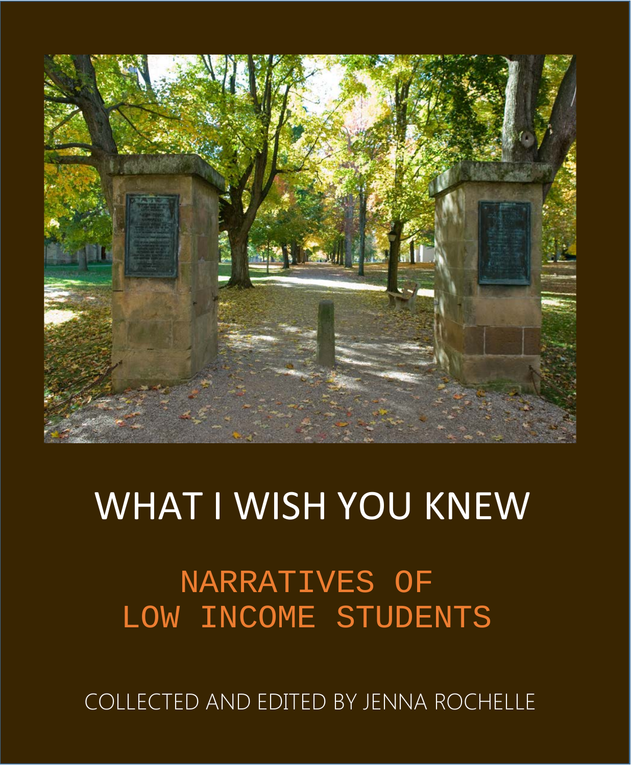# WHAT I WISH YOU KNEW

## NARRATIVES OF LOW INCOME STUDENTS

COLLECTED AND EDITED BY JENNA ROCHELLE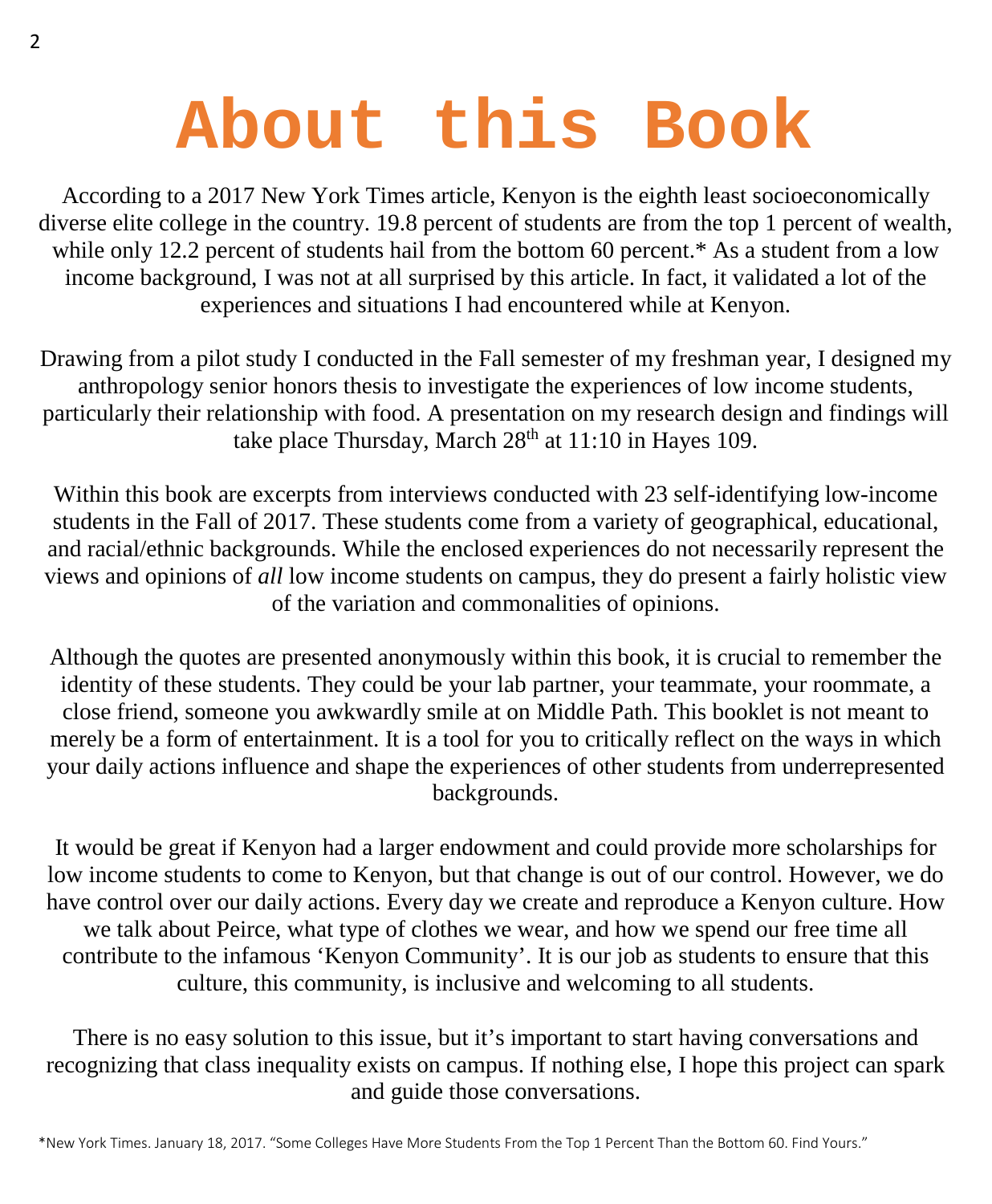# About this Book

According to a 2017 New York Times article, Kenyon is the eighth least socioeconomically diverse elite college in the country. 19.8 percent of students are from the top 1 percent of wealth, while only 12.2 percent of students hail from the bottom 60 percent.* As a student from a low income background, I was not at all surprised by this article. In fact, it validated a lot of the experiences and situations I had encountered while at Kenyon.

Drawing from a pilot study I conducted in the Fall semester of my freshman year, I designed my anthropology senior honors thesis to investigate the experiences of low income students, particularly their relationship with food. A presentation on my research design and findings will take place Thursday, March 28th at 11:10 in Hayes 109.

Within this book are excerpts from interviews conducted with 23 self-identifying low-income students in the Fall of 2017. These students come from a variety of geographical, educational, and racial/ethnic backgrounds. While the enclosed experiences do not necessarily represent the views and opinions of *all* low income students on campus, they do present a fairly holistic view of the variation and commonalities of opinions.

Although the quotes are presented anonymously within this book, it is crucial to remember the identity of these students. They could be your lab partner, your teammate, your roommate, a close friend, someone you awkwardly smile at on Middle Path. This booklet is not meant to merely be a form of entertainment. It is a tool for you to critically reflect on the ways in which your daily actions influence and shape the experiences of other students from underrepresented backgrounds.

It would be great if Kenyon had a larger endowment and could provide more scholarships for low income students to come to Kenyon, but that change is out of our control. However, we do have control over our daily actions. Every day we create and reproduce a Kenyon culture. How we talk about Peirce, what type of clothes we wear, and how we spend our free time all contribute to the infamous 'Kenyon Community'. It is our job as students to ensure that this culture, this community, is inclusive and welcoming to all students.

There is no easy solution to this issue, but it's important to start having conversations and recognizing that class inequality exists on campus. If nothing else, I hope this project can spark and guide those conversations.

*New York Times. January 18, 2017. "Some Colleges Have More Students From the Top 1 Percent Than the Bottom 60. Find Yours."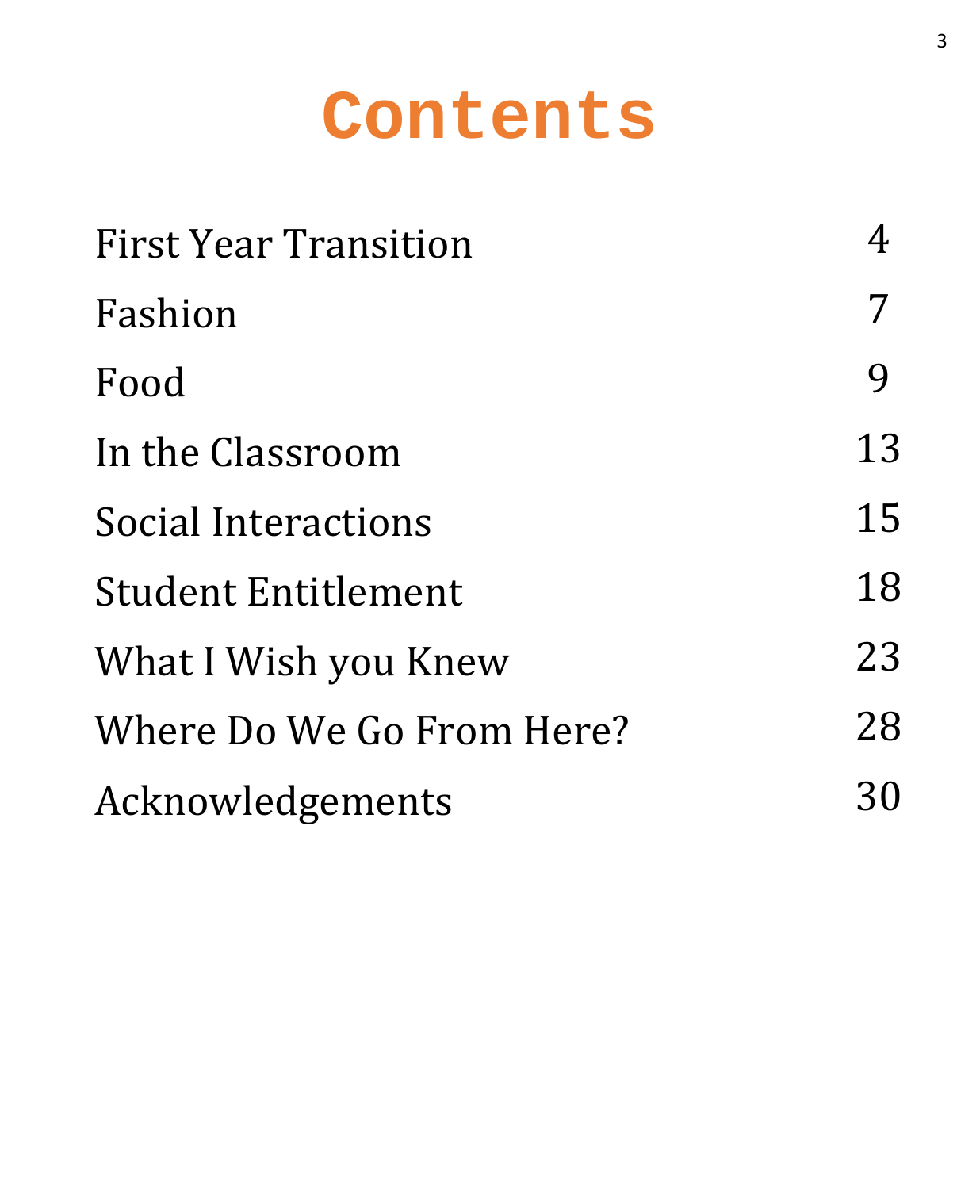# Contents

| | |
|---|---|
| First Year Transition | 4 |
| Fashion | 7 |
| Food | 9 |
| In the Classroom | 13 |
| Social Interactions | 15 |
| Student Entitlement | 18 |
| What I Wish you Knew | 23 |
| Where Do We Go From Here? | 28 |
| Acknowledgements | 30 |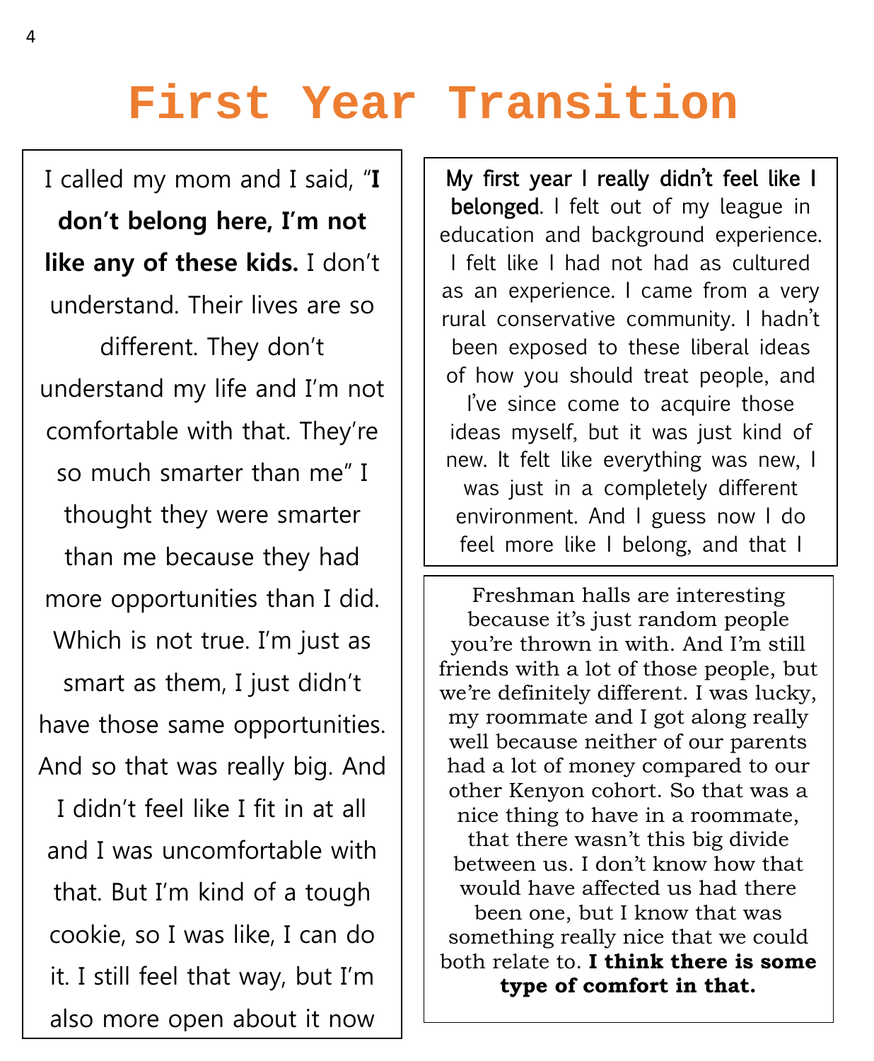# First Year Transition

I called my mom and I said, "**I don't belong here, I'm not like any of these kids.** I don't understand. Their lives are so different. They don't understand my life and I'm not comfortable with that. They're so much smarter than me" I thought they were smarter than me because they had more opportunities than I did. Which is not true. I'm just as smart as them, I just didn't have those same opportunities. And so that was really big. And I didn't feel like I fit in at all and I was uncomfortable with that. But I'm kind of a tough cookie, so I was like, I can do it. I still feel that way, but I'm also more open about it now

**My first year I really didn't feel like I belonged.** I felt out of my league in education and background experience. I felt like I had not had as cultured as an experience. I came from a very rural conservative community. I hadn't been exposed to these liberal ideas of how you should treat people, and I've since come to acquire those ideas myself, but it was just kind of new. It felt like everything was new, I was just in a completely different environment. And I guess now I do feel more like I belong, and that I

Freshman halls are interesting because it's just random people you're thrown in with. And I'm still friends with a lot of those people, but we're definitely different. I was lucky, my roommate and I got along really well because neither of our parents had a lot of money compared to our other Kenyon cohort. So that was a nice thing to have in a roommate, that there wasn't this big divide between us. I don't know how that would have affected us had there been one, but I know that was something really nice that we could both relate to. **I think there is some type of comfort in that.**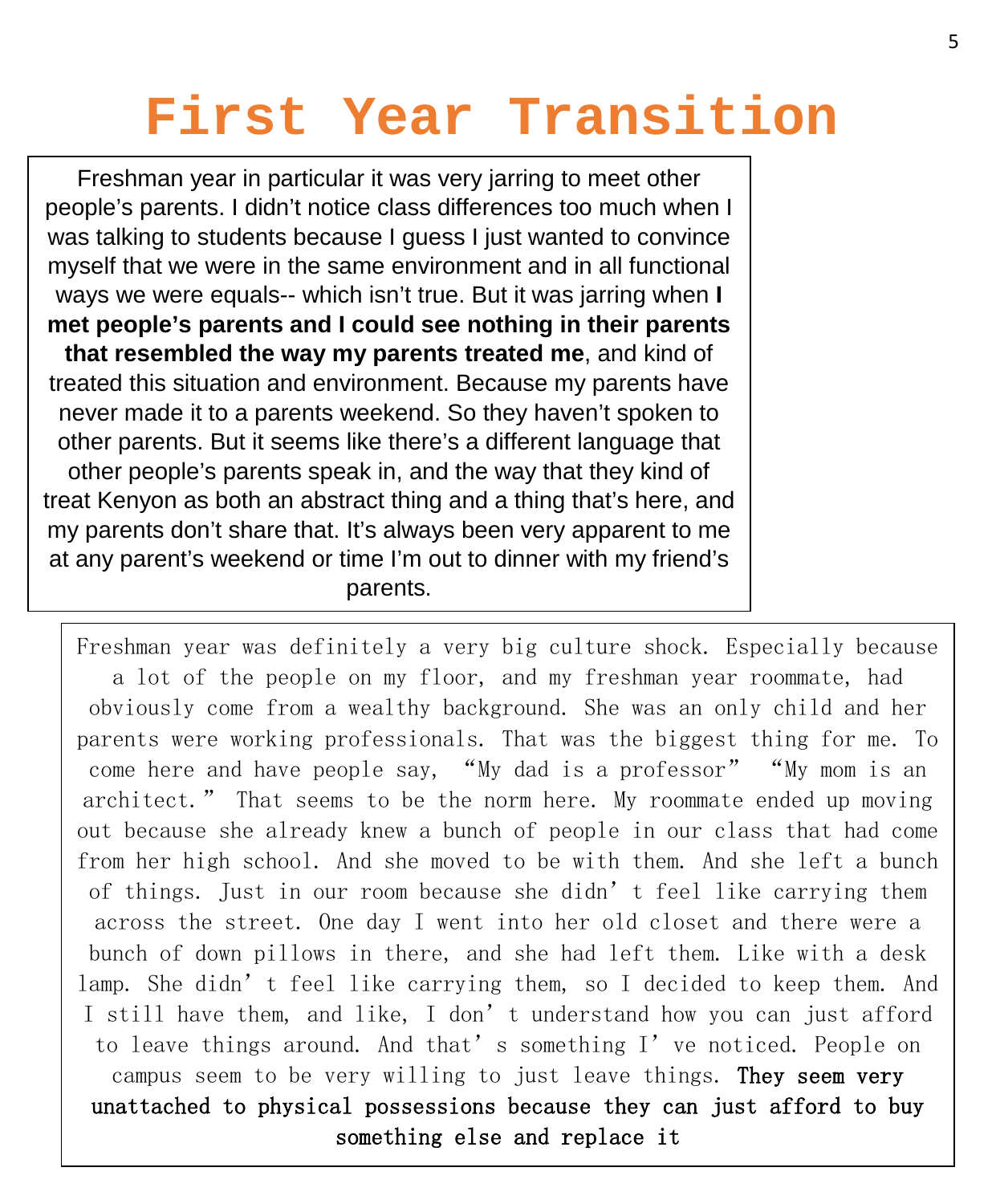# First Year Transition

Freshman year in particular it was very jarring to meet other people's parents. I didn't notice class differences too much when I was talking to students because I guess I just wanted to convince myself that we were in the same environment and in all functional ways we were equals-- which isn't true. But it was jarring when **I met people's parents and I could see nothing in their parents that resembled the way my parents treated me**, and kind of treated this situation and environment. Because my parents have never made it to a parents weekend. So they haven't spoken to other parents. But it seems like there's a different language that other people's parents speak in, and the way that they kind of treat Kenyon as both an abstract thing and a thing that's here, and my parents don't share that. It's always been very apparent to me at any parent's weekend or time I'm out to dinner with my friend's parents.

Freshman year was definitely a very big culture shock. Especially because a lot of the people on my floor, and my freshman year roommate, had obviously come from a wealthy background. She was an only child and her parents were working professionals. That was the biggest thing for me. To come here and have people say, "My dad is a professor" "My mom is an architect." That seems to be the norm here. My roommate ended up moving out because she already knew a bunch of people in our class that had come from her high school. And she moved to be with them. And she left a bunch of things. Just in our room because she didn't feel like carrying them across the street. One day I went into her old closet and there were a bunch of down pillows in there, and she had left them. Like with a desk lamp. She didn't feel like carrying them, so I decided to keep them. And I still have them, and like, I don't understand how you can just afford to leave things around. And that's something I've noticed. People on campus seem to be very willing to just leave things. **They seem very unattached to physical possessions because they can just afford to buy something else and replace it**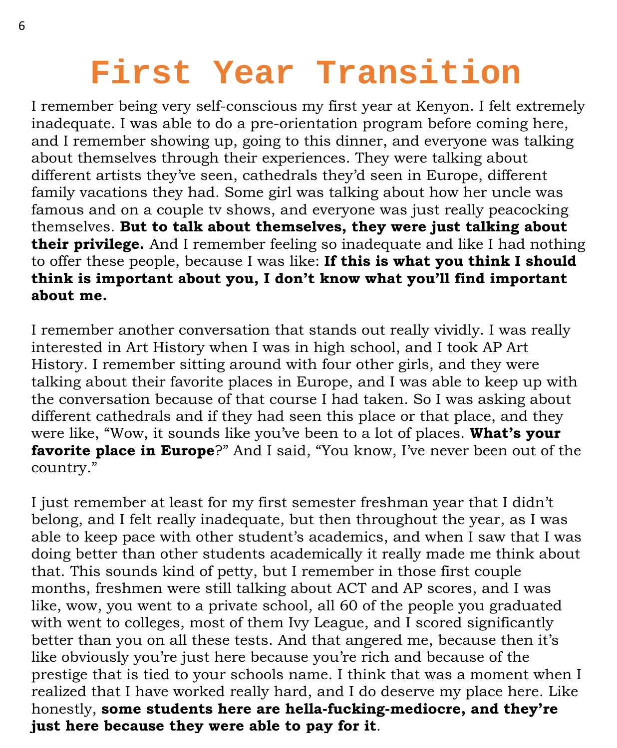# First Year Transition

I remember being very self-conscious my first year at Kenyon. I felt extremely inadequate. I was able to do a pre-orientation program before coming here, and I remember showing up, going to this dinner, and everyone was talking about themselves through their experiences. They were talking about different artists they've seen, cathedrals they'd seen in Europe, different family vacations they had. Some girl was talking about how her uncle was famous and on a couple tv shows, and everyone was just really peacocking themselves. **But to talk about themselves, they were just talking about their privilege.** And I remember feeling so inadequate and like I had nothing to offer these people, because I was like: **If this is what you think I should think is important about you, I don't know what you'll find important about me.**

I remember another conversation that stands out really vividly. I was really interested in Art History when I was in high school, and I took AP Art History. I remember sitting around with four other girls, and they were talking about their favorite places in Europe, and I was able to keep up with the conversation because of that course I had taken. So I was asking about different cathedrals and if they had seen this place or that place, and they were like, "Wow, it sounds like you've been to a lot of places. **What's your favorite place in Europe**?" And I said, "You know, I've never been out of the country."

I just remember at least for my first semester freshman year that I didn't belong, and I felt really inadequate, but then throughout the year, as I was able to keep pace with other student's academics, and when I saw that I was doing better than other students academically it really made me think about that. This sounds kind of petty, but I remember in those first couple months, freshmen were still talking about ACT and AP scores, and I was like, wow, you went to a private school, all 60 of the people you graduated with went to colleges, most of them Ivy League, and I scored significantly better than you on all these tests. And that angered me, because then it's like obviously you're just here because you're rich and because of the prestige that is tied to your schools name. I think that was a moment when I realized that I have worked really hard, and I do deserve my place here. Like honestly, **some students here are hella-fucking-mediocre, and they're just here because they were able to pay for it**.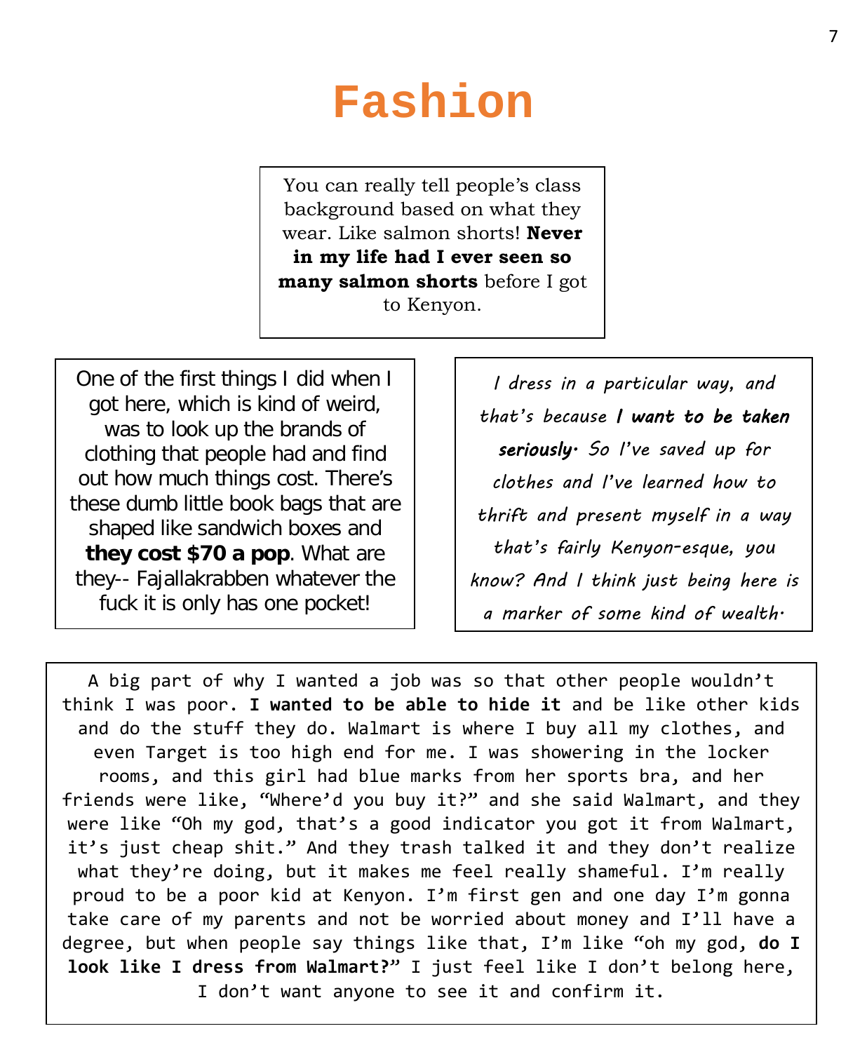# Fashion

You can really tell people's class background based on what they wear. Like salmon shorts! **Never in my life had I ever seen so many salmon shorts** before I got to Kenyon.

One of the first things I did when I got here, which is kind of weird, was to look up the brands of clothing that people had and find out how much things cost. There's these dumb little book bags that are shaped like sandwich boxes and **they cost $70 a pop**. What are they-- Fajallakrabben whatever the fuck it is only has one pocket!

*I dress in a particular way, and that's because **I want to be taken seriously.** So I've saved up for clothes and I've learned how to thrift and present myself in a way that's fairly Kenyon-esque, you know? And I think just being here is a marker of some kind of wealth.*

A big part of why I wanted a job was so that other people wouldn't think I was poor. **I wanted to be able to hide it** and be like other kids and do the stuff they do. Walmart is where I buy all my clothes, and even Target is too high end for me. I was showering in the locker rooms, and this girl had blue marks from her sports bra, and her friends were like, "Where'd you buy it?" and she said Walmart, and they were like "Oh my god, that's a good indicator you got it from Walmart, it's just cheap shit." And they trash talked it and they don't realize what they're doing, but it makes me feel really shameful. I'm really proud to be a poor kid at Kenyon. I'm first gen and one day I'm gonna take care of my parents and not be worried about money and I'll have a degree, but when people say things like that, I'm like "oh my god, **do I look like I dress from Walmart?**" I just feel like I don't belong here, I don't want anyone to see it and confirm it.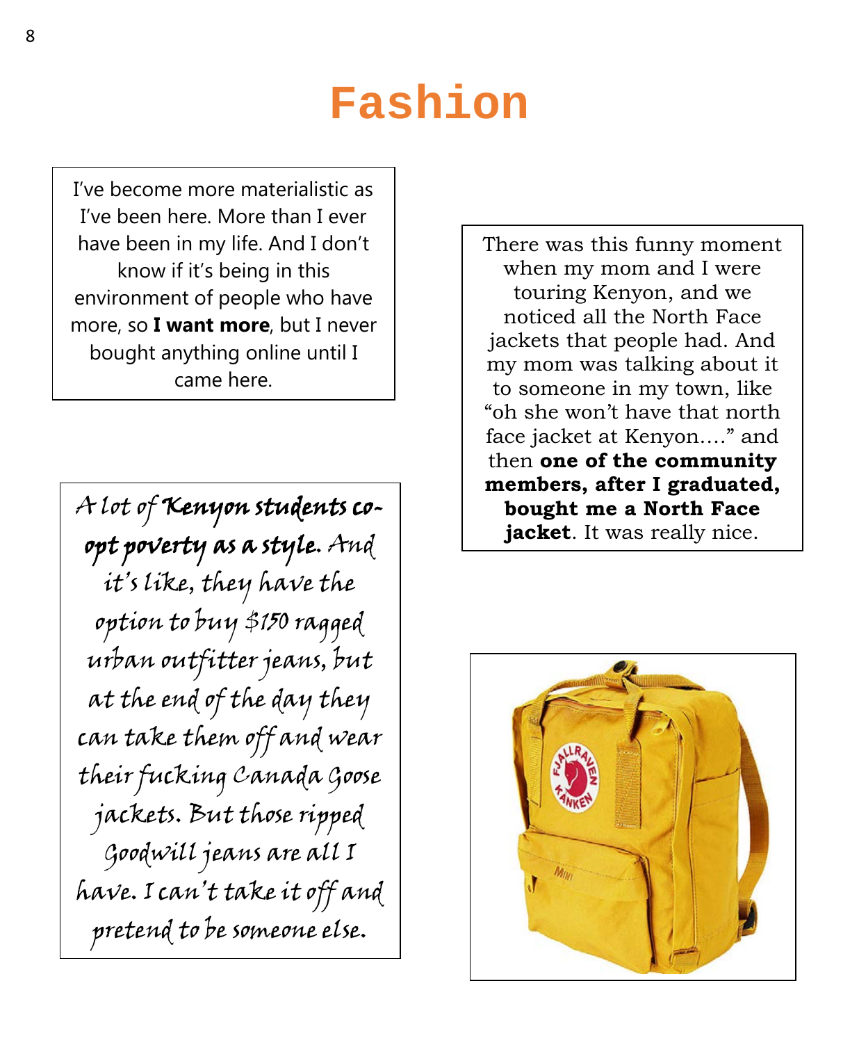# Fashion

I've become more materialistic as I've been here. More than I ever have been in my life. And I don't know if it's being in this environment of people who have more, so **I want more**, but I never bought anything online until I came here.

There was this funny moment when my mom and I were touring Kenyon, and we noticed all the North Face jackets that people had. And my mom was talking about it to someone in my town, like "oh she won't have that north face jacket at Kenyon...." and then **one of the community members, after I graduated, bought me a North Face jacket**. It was really nice.

A lot of **Kenyon students co-opt poverty as a style**. And it's like, they have the option to buy $150 ragged urban outfitter jeans, but at the end of the day they can take them off and wear their fucking Canada Goose jackets. But those ripped Goodwill jeans are all I have. I can't take it off and pretend to be someone else.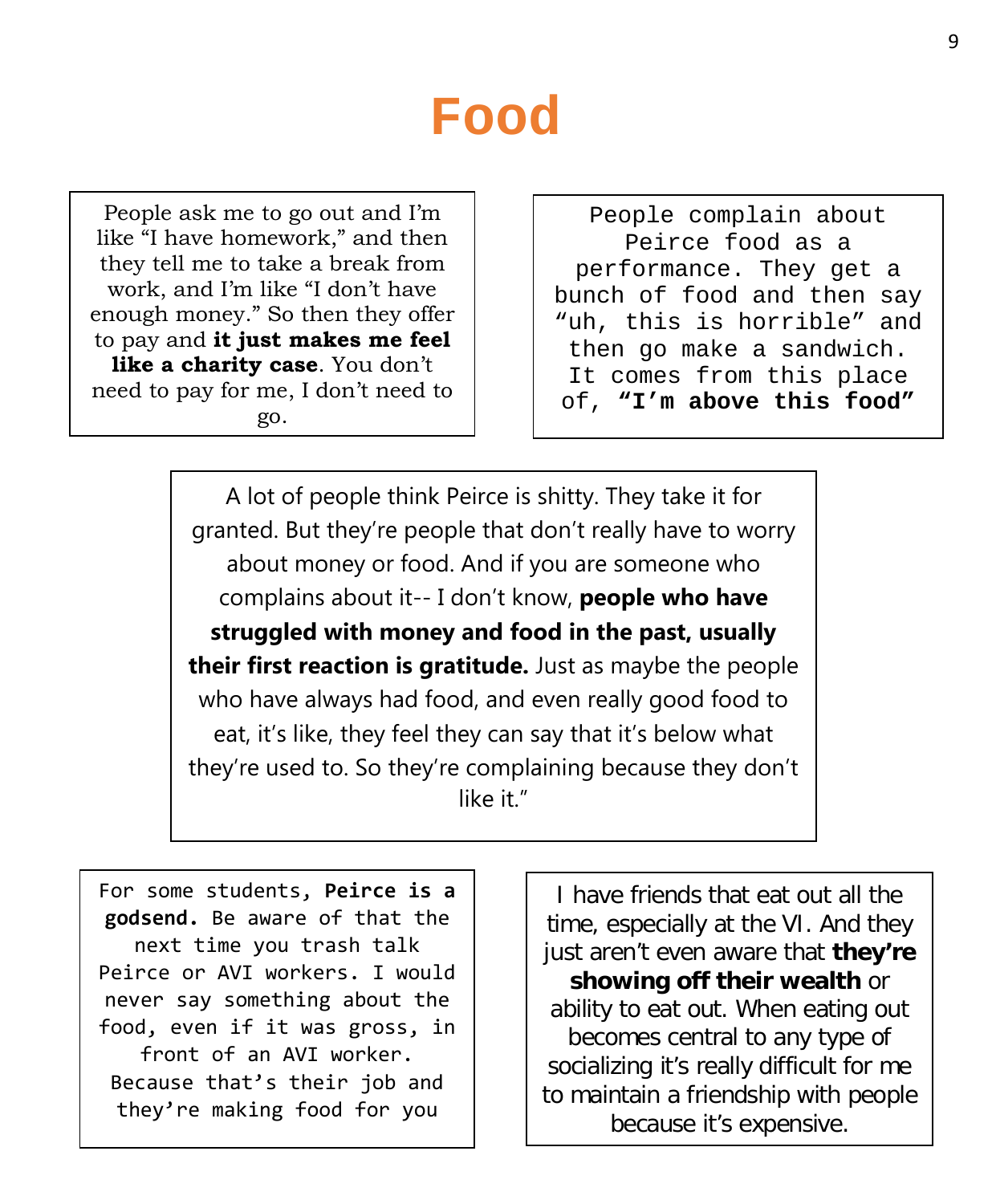# Food

People ask me to go out and I'm like "I have homework," and then they tell me to take a break from work, and I'm like "I don't have enough money." So then they offer to pay and **it just makes me feel like a charity case**. You don't need to pay for me, I don't need to go.

People complain about Peirce food as a performance. They get a bunch of food and then say "uh, this is horrible" and then go make a sandwich. It comes from this place of, **"I'm above this food"**

A lot of people think Peirce is shitty. They take it for granted. But they're people that don't really have to worry about money or food. And if you are someone who complains about it-- I don't know, **people who have struggled with money and food in the past, usually their first reaction is gratitude.** Just as maybe the people who have always had food, and even really good food to eat, it's like, they feel they can say that it's below what they're used to. So they're complaining because they don't like it."

For some students, **Peirce is a godsend.** Be aware of that the next time you trash talk Peirce or AVI workers. I would never say something about the food, even if it was gross, in front of an AVI worker. Because that's their job and they're making food for you

I have friends that eat out all the time, especially at the VI. And they just aren't even aware that **they're showing off their wealth** or ability to eat out. When eating out becomes central to any type of socializing it's really difficult for me to maintain a friendship with people because it's expensive.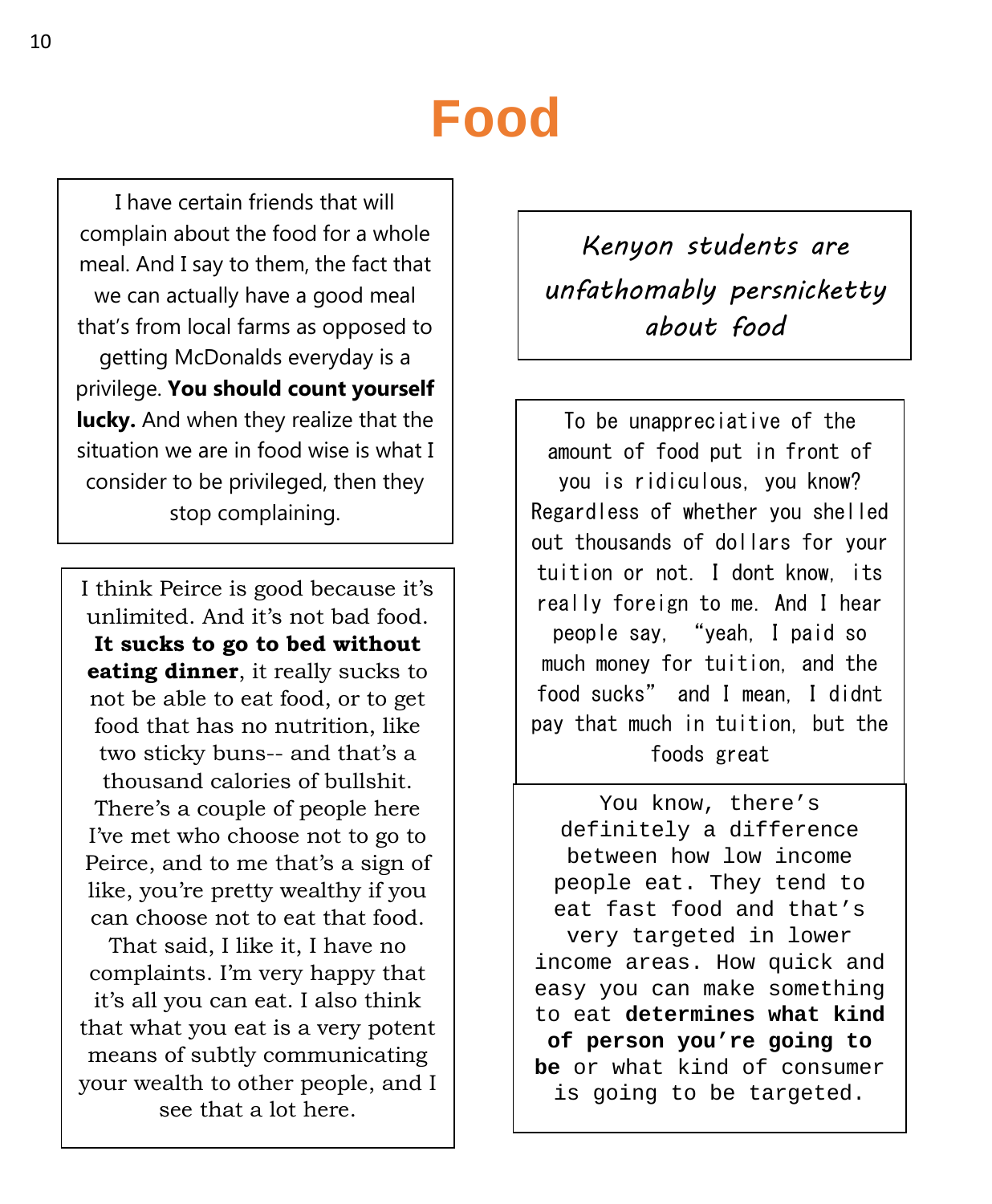# Food

I have certain friends that will complain about the food for a whole meal. And I say to them, the fact that we can actually have a good meal that's from local farms as opposed to getting McDonalds everyday is a privilege. **You should count yourself lucky.** And when they realize that the situation we are in food wise is what I consider to be privileged, then they stop complaining.

I think Peirce is good because it's unlimited. And it's not bad food. **It sucks to go to bed without eating dinner**, it really sucks to not be able to eat food, or to get food that has no nutrition, like two sticky buns-- and that's a thousand calories of bullshit. There's a couple of people here I've met who choose not to go to Peirce, and to me that's a sign of like, you're pretty wealthy if you can choose not to eat that food. That said, I like it, I have no complaints. I'm very happy that it's all you can eat. I also think that what you eat is a very potent means of subtly communicating your wealth to other people, and I see that a lot here.

*Kenyon students are unfathomably persnicketty about food*

To be unappreciative of the amount of food put in front of you is ridiculous, you know? Regardless of whether you shelled out thousands of dollars for your tuition or not. I dont know, its really foreign to me. And I hear people say, "yeah, I paid so much money for tuition, and the food sucks" and I mean, I didnt pay that much in tuition, but the foods great

You know, there's definitely a difference between how low income people eat. They tend to eat fast food and that's very targeted in lower income areas. How quick and easy you can make something to eat **determines what kind of person you're going to be** or what kind of consumer is going to be targeted.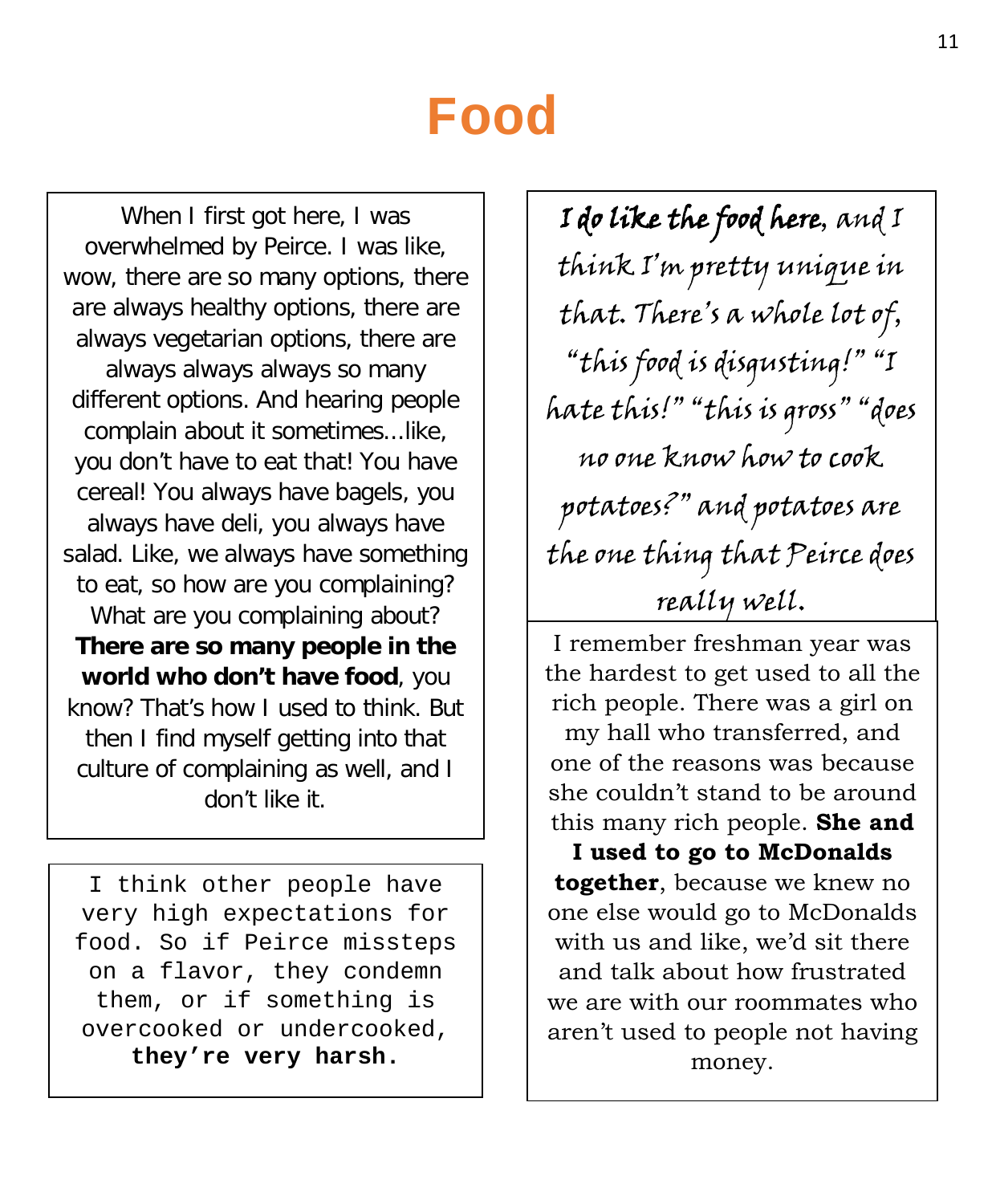# Food

When I first got here, I was overwhelmed by Peirce. I was like, wow, there are so many options, there are always healthy options, there are always vegetarian options, there are always always always so many different options. And hearing people complain about it sometimes...like, you don't have to eat that! You have cereal! You always have bagels, you always have deli, you always have salad. Like, we always have something to eat, so how are you complaining? What are you complaining about? **There are so many people in the world who don't have food**, you know? That's how I used to think. But then I find myself getting into that culture of complaining as well, and I don't like it.

I think other people have very high expectations for food. So if Peirce missteps on a flavor, they condemn them, or if something is overcooked or undercooked, **they're very harsh.**

**I do like the food here**, and I think I'm pretty unique in that. There's a whole lot of, "this food is disgusting!" "I hate this!" "this is gross" "does no one know how to cook potatoes?" and potatoes are the one thing that Peirce does really well.

I remember freshman year was the hardest to get used to all the rich people. There was a girl on my hall who transferred, and one of the reasons was because she couldn't stand to be around this many rich people. **She and I used to go to McDonalds together**, because we knew no one else would go to McDonalds with us and like, we'd sit there and talk about how frustrated we are with our roommates who aren't used to people not having money.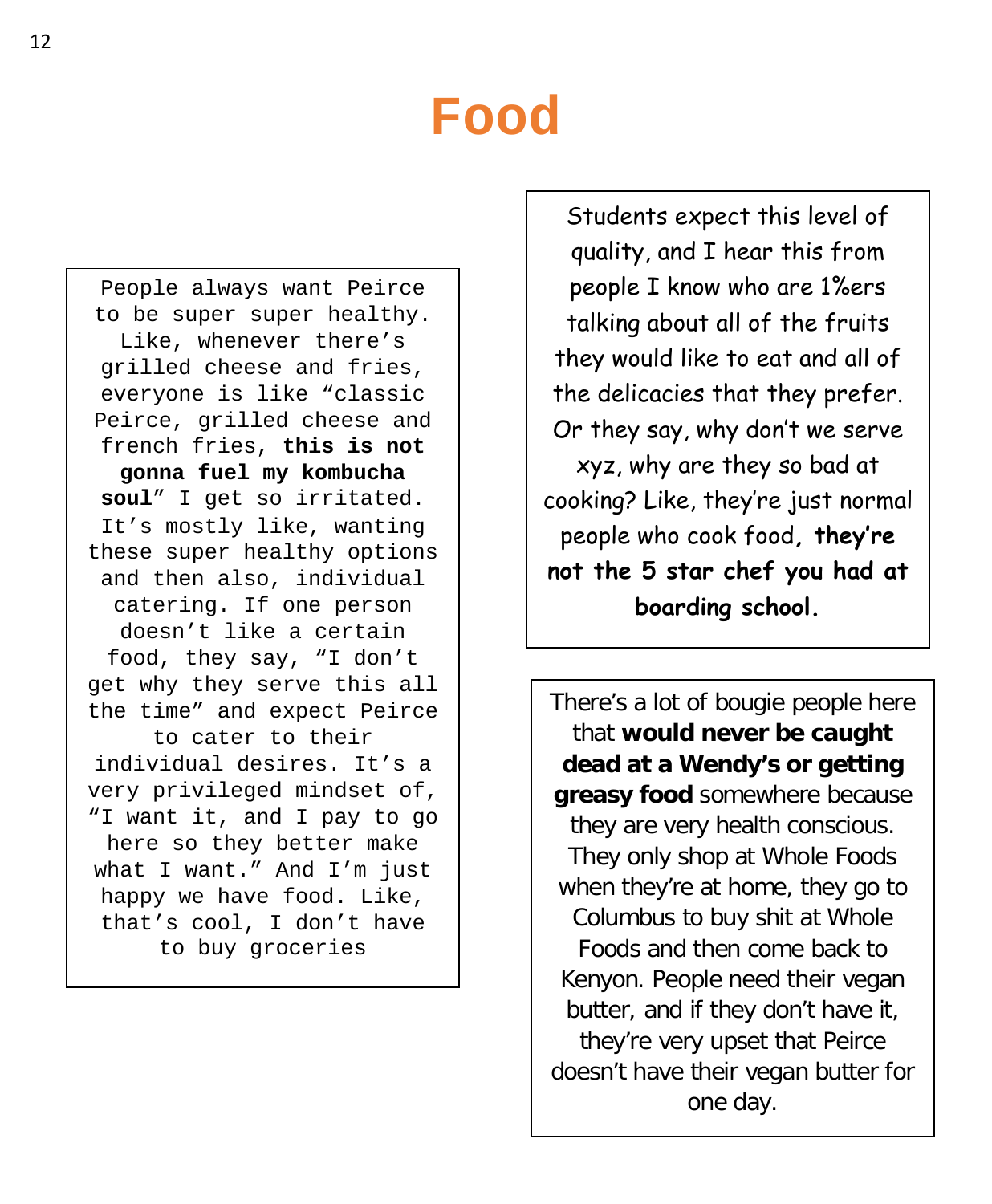# Food

People always want Peirce to be super super healthy. Like, whenever there's grilled cheese and fries, everyone is like "classic Peirce, grilled cheese and french fries, **this is not gonna fuel my kombucha soul**" I get so irritated. It's mostly like, wanting these super healthy options and then also, individual catering. If one person doesn't like a certain food, they say, "I don't get why they serve this all the time" and expect Peirce to cater to their individual desires. It's a very privileged mindset of, "I want it, and I pay to go here so they better make what I want." And I'm just happy we have food. Like, that's cool, I don't have to buy groceries

Students expect this level of quality, and I hear this from people I know who are 1%ers talking about all of the fruits they would like to eat and all of the delicacies that they prefer. Or they say, why don't we serve xyz, why are they so bad at cooking? Like, they're just normal people who cook food, **they're not the 5 star chef you had at boarding school.**

There's a lot of bougie people here that **would never be caught dead at a Wendy's or getting greasy food** somewhere because they are very health conscious. They only shop at Whole Foods when they're at home, they go to Columbus to buy shit at Whole Foods and then come back to Kenyon. People need their vegan butter, and if they don't have it, they're very upset that Peirce doesn't have their vegan butter for one day.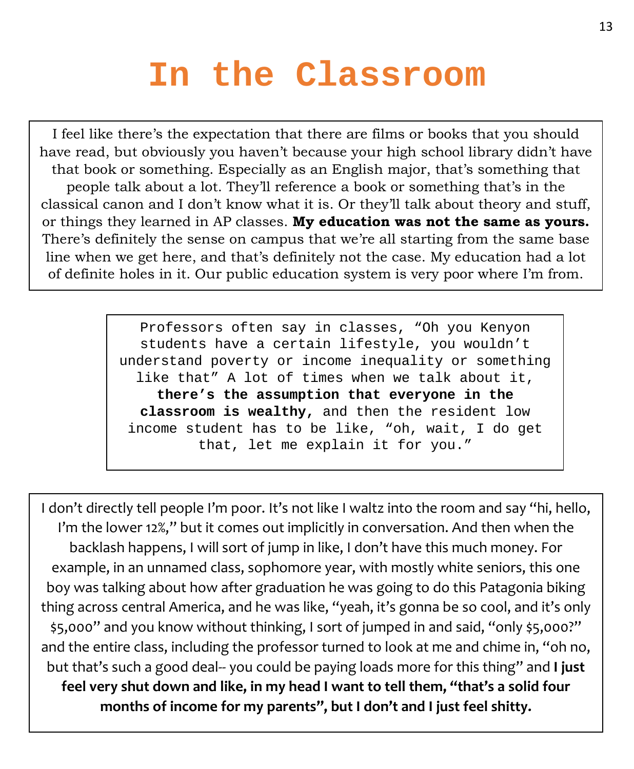# In the Classroom

I feel like there's the expectation that there are films or books that you should have read, but obviously you haven't because your high school library didn't have that book or something. Especially as an English major, that's something that people talk about a lot. They'll reference a book or something that's in the classical canon and I don't know what it is. Or they'll talk about theory and stuff, or things they learned in AP classes. **My education was not the same as yours.** There's definitely the sense on campus that we're all starting from the same base line when we get here, and that's definitely not the case. My education had a lot of definite holes in it. Our public education system is very poor where I'm from.

Professors often say in classes, "Oh you Kenyon students have a certain lifestyle, you wouldn't understand poverty or income inequality or something like that" A lot of times when we talk about it, **there's the assumption that everyone in the classroom is wealthy**, and then the resident low income student has to be like, "oh, wait, I do get that, let me explain it for you."

I don't directly tell people I'm poor. It's not like I waltz into the room and say "hi, hello, I'm the lower 12%," but it comes out implicitly in conversation. And then when the backlash happens, I will sort of jump in like, I don't have this much money. For example, in an unnamed class, sophomore year, with mostly white seniors, this one boy was talking about how after graduation he was going to do this Patagonia biking thing across central America, and he was like, "yeah, it's gonna be so cool, and it's only $5,000" and you know without thinking, I sort of jumped in and said, "only $5,000?" and the entire class, including the professor turned to look at me and chime in, "oh no, but that's such a good deal-- you could be paying loads more for this thing" and **I just feel very shut down and like, in my head I want to tell them, "that's a solid four months of income for my parents", but I don't and I just feel shitty.**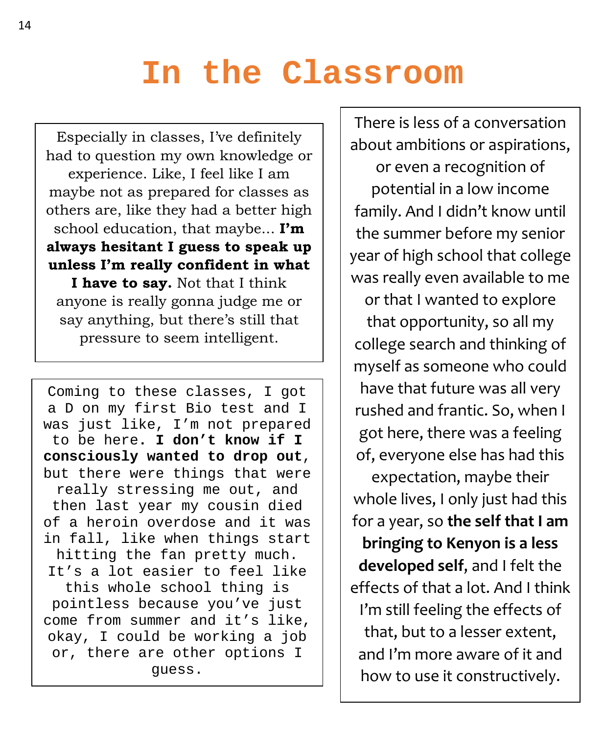# In the Classroom

Especially in classes, I've definitely had to question my own knowledge or experience. Like, I feel like I am maybe not as prepared for classes as others are, like they had a better high school education, that maybe... **I'm always hesitant I guess to speak up unless I'm really confident in what I have to say.** Not that I think anyone is really gonna judge me or say anything, but there's still that pressure to seem intelligent.

Coming to these classes, I got a D on my first Bio test and I was just like, I'm not prepared to be here. **I don't know if I consciously wanted to drop out**, but there were things that were really stressing me out, and then last year my cousin died of a heroin overdose and it was in fall, like when things start hitting the fan pretty much. It's a lot easier to feel like this whole school thing is pointless because you've just come from summer and it's like, okay, I could be working a job or, there are other options I guess.

There is less of a conversation about ambitions or aspirations, or even a recognition of potential in a low income family. And I didn't know until the summer before my senior year of high school that college was really even available to me or that I wanted to explore that opportunity, so all my college search and thinking of myself as someone who could have that future was all very rushed and frantic. So, when I got here, there was a feeling of, everyone else has had this expectation, maybe their whole lives, I only just had this for a year, so **the self that I am bringing to Kenyon is a less developed self**, and I felt the effects of that a lot. And I think I'm still feeling the effects of that, but to a lesser extent, and I'm more aware of it and how to use it constructively.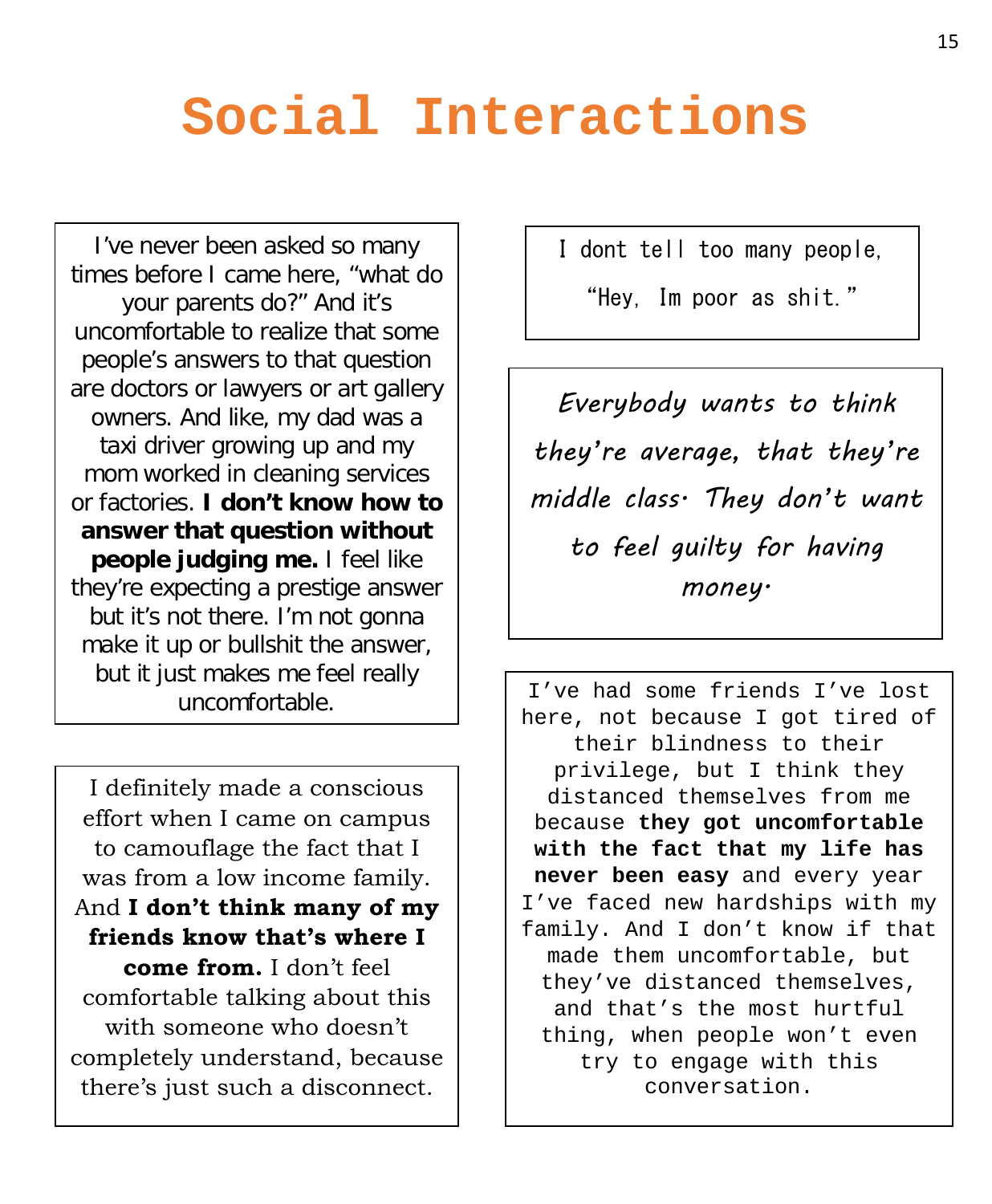# Social Interactions

I've never been asked so many times before I came here, "what do your parents do?" And it's uncomfortable to realize that some people's answers to that question are doctors or lawyers or art gallery owners. And like, my dad was a taxi driver growing up and my mom worked in cleaning services or factories. **I don't know how to answer that question without people judging me.** I feel like they're expecting a prestige answer but it's not there. I'm not gonna make it up or bullshit the answer, but it just makes me feel really uncomfortable.

I dont tell too many people, "Hey, Im poor as shit."

*Everybody wants to think they're average, that they're middle class. They don't want to feel guilty for having money.*

I definitely made a conscious effort when I came on campus to camouflage the fact that I was from a low income family. And **I don't think many of my friends know that's where I come from.** I don't feel comfortable talking about this with someone who doesn't completely understand, because there's just such a disconnect.

I've had some friends I've lost here, not because I got tired of their blindness to their privilege, but I think they distanced themselves from me because **they got uncomfortable with the fact that my life has never been easy** and every year I've faced new hardships with my family. And I don't know if that made them uncomfortable, but they've distanced themselves, and that's the most hurtful thing, when people won't even try to engage with this conversation.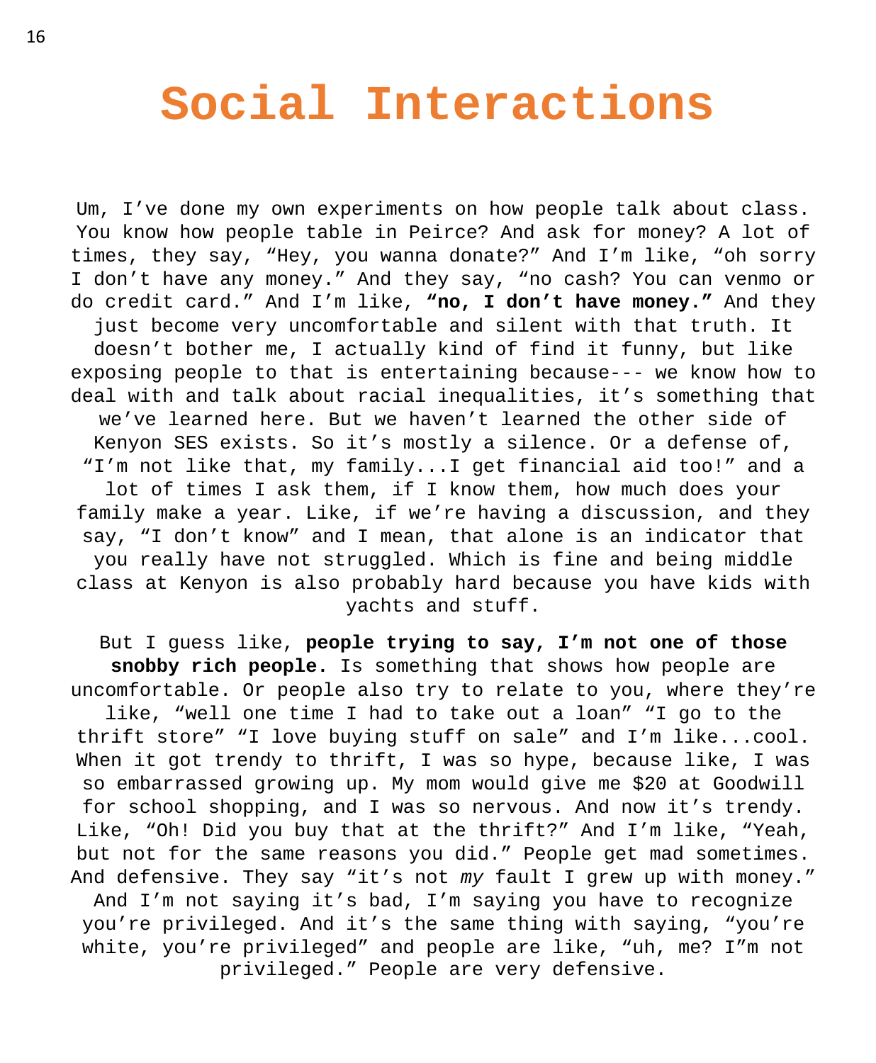# Social Interactions

Um, I've done my own experiments on how people talk about class. You know how people table in Peirce? And ask for money? A lot of times, they say, "Hey, you wanna donate?" And I'm like, "oh sorry I don't have any money." And they say, "no cash? You can venmo or do credit card." And I'm like, **"no, I don't have money."** And they just become very uncomfortable and silent with that truth. It doesn't bother me, I actually kind of find it funny, but like exposing people to that is entertaining because--- we know how to deal with and talk about racial inequalities, it's something that we've learned here. But we haven't learned the other side of Kenyon SES exists. So it's mostly a silence. Or a defense of, "I'm not like that, my family...I get financial aid too!" and a lot of times I ask them, if I know them, how much does your family make a year. Like, if we're having a discussion, and they say, "I don't know" and I mean, that alone is an indicator that you really have not struggled. Which is fine and being middle class at Kenyon is also probably hard because you have kids with yachts and stuff.

But I guess like, **people trying to say, I'm not one of those snobby rich people.** Is something that shows how people are uncomfortable. Or people also try to relate to you, where they're like, "well one time I had to take out a loan" "I go to the thrift store" "I love buying stuff on sale" and I'm like...cool. When it got trendy to thrift, I was so hype, because like, I was so embarrassed growing up. My mom would give me $20 at Goodwill for school shopping, and I was so nervous. And now it's trendy. Like, "Oh! Did you buy that at the thrift?" And I'm like, "Yeah, but not for the same reasons you did." People get mad sometimes. And defensive. They say "it's not *my* fault I grew up with money." And I'm not saying it's bad, I'm saying you have to recognize you're privileged. And it's the same thing with saying, "you're white, you're privileged" and people are like, "uh, me? I"m not privileged." People are very defensive.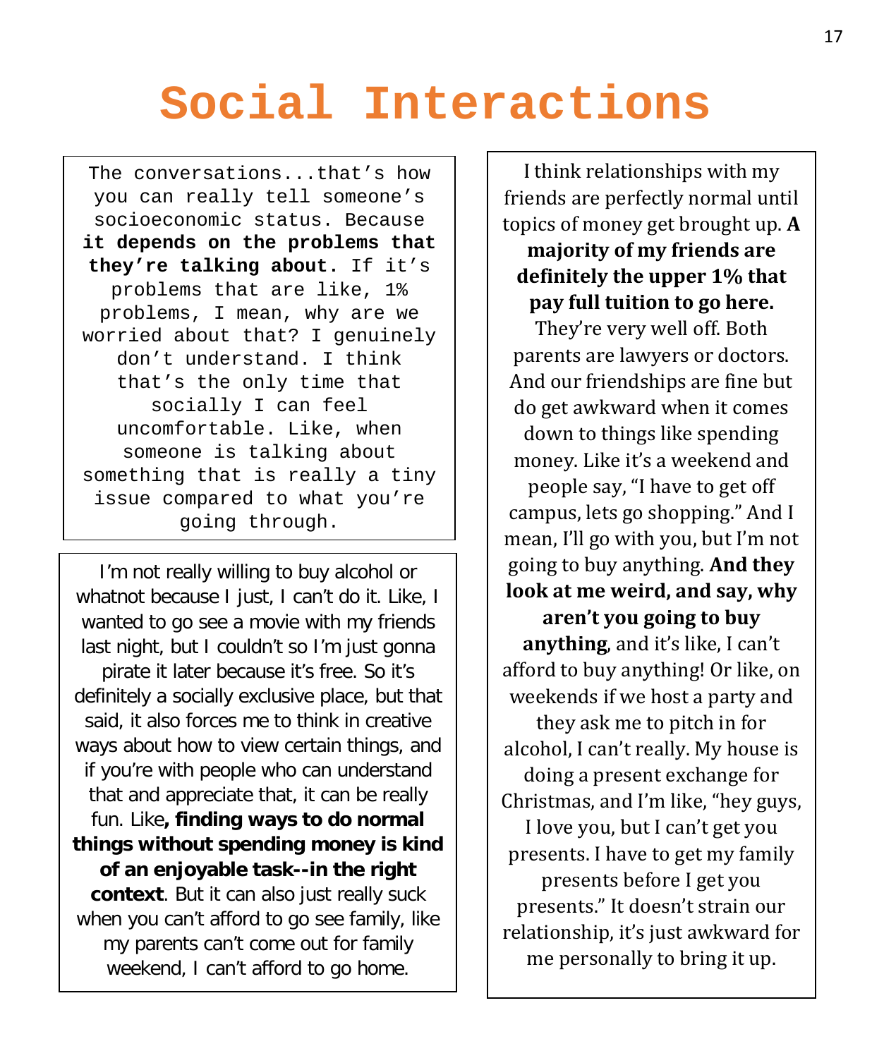# Social Interactions

The conversations...that's how you can really tell someone's socioeconomic status. Because **it depends on the problems that they're talking about.** If it's problems that are like, 1% problems, I mean, why are we worried about that? I genuinely don't understand. I think that's the only time that socially I can feel uncomfortable. Like, when someone is talking about something that is really a tiny issue compared to what you're going through.

I'm not really willing to buy alcohol or whatnot because I just, I can't do it. Like, I wanted to go see a movie with my friends last night, but I couldn't so I'm just gonna pirate it later because it's free. So it's definitely a socially exclusive place, but that said, it also forces me to think in creative ways about how to view certain things, and if you're with people who can understand that and appreciate that, it can be really fun. Like**, finding ways to do normal things without spending money is kind of an enjoyable task--in the right context**. But it can also just really suck when you can't afford to go see family, like my parents can't come out for family weekend, I can't afford to go home.

I think relationships with my friends are perfectly normal until topics of money get brought up. **A majority of my friends are definitely the upper 1% that pay full tuition to go here.** They're very well off. Both parents are lawyers or doctors. And our friendships are fine but do get awkward when it comes down to things like spending money. Like it's a weekend and people say, "I have to get off campus, lets go shopping." And I mean, I'll go with you, but I'm not going to buy anything. **And they look at me weird, and say, why aren't you going to buy anything**, and it's like, I can't afford to buy anything! Or like, on weekends if we host a party and they ask me to pitch in for alcohol, I can't really. My house is doing a present exchange for Christmas, and I'm like, "hey guys, I love you, but I can't get you presents. I have to get my family presents before I get you presents." It doesn't strain our relationship, it's just awkward for me personally to bring it up.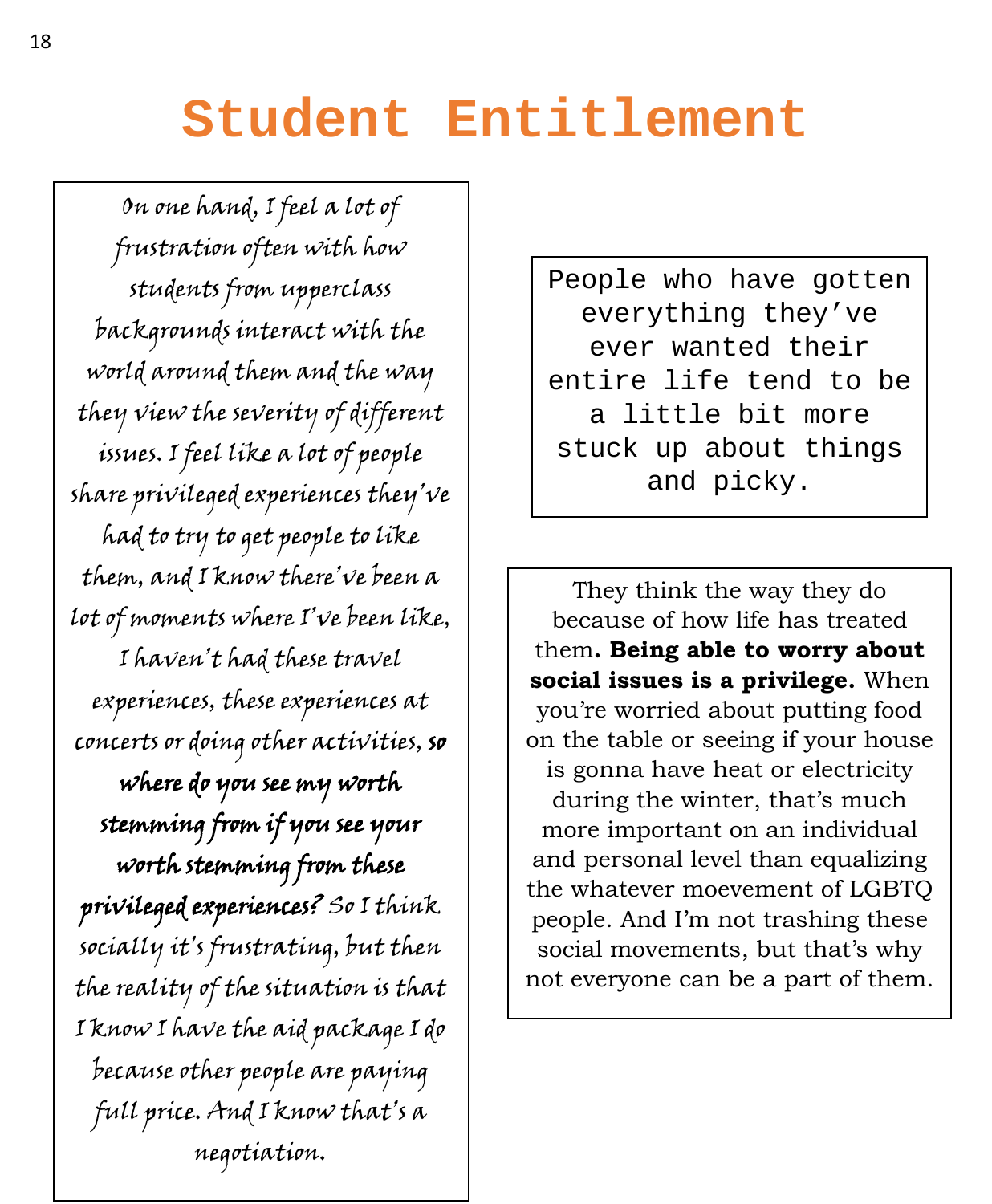# Student Entitlement

On one hand, I feel a lot of frustration often with how students from upperclass backgrounds interact with the world around them and the way they view the severity of different issues. I feel like a lot of people share privileged experiences they've had to try to get people to like them, and I know there've been a lot of moments where I've been like, I haven't had these travel experiences, these experiences at concerts or doing other activities, **so where do you see my worth stemming from if you see your worth stemming from these privileged experiences?** So I think socially it's frustrating, but then the reality of the situation is that I know I have the aid package I do because other people are paying full price. And I know that's a negotiation.

People who have gotten everything they've ever wanted their entire life tend to be a little bit more stuck up about things and picky.

They think the way they do because of how life has treated them**. Being able to worry about social issues is a privilege.** When you're worried about putting food on the table or seeing if your house is gonna have heat or electricity during the winter, that's much more important on an individual and personal level than equalizing the whatever moevement of LGBTQ people. And I'm not trashing these social movements, but that's why not everyone can be a part of them.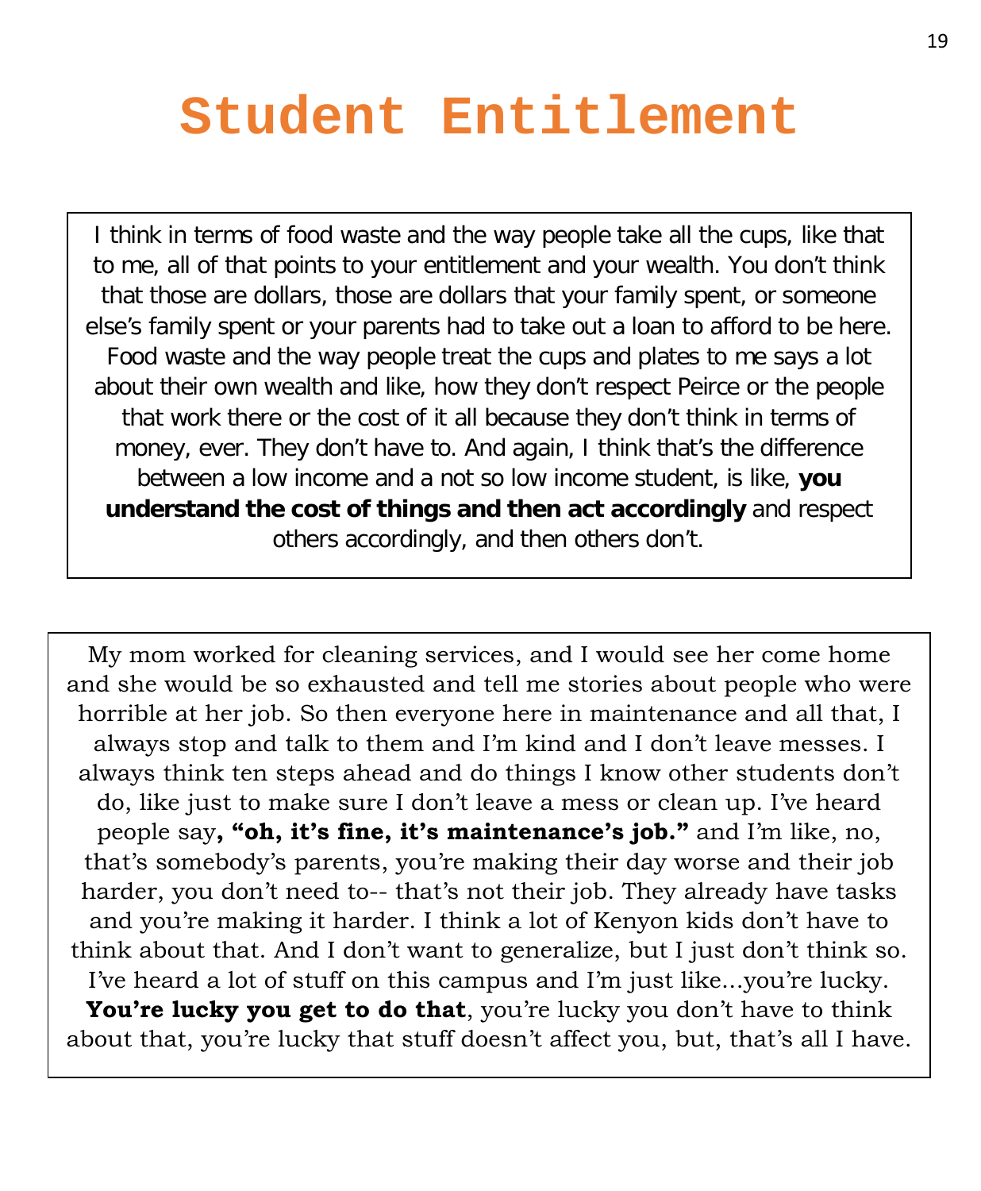# Student Entitlement

I think in terms of food waste and the way people take all the cups, like that to me, all of that points to your entitlement and your wealth. You don't think that those are dollars, those are dollars that your family spent, or someone else's family spent or your parents had to take out a loan to afford to be here. Food waste and the way people treat the cups and plates to me says a lot about their own wealth and like, how they don't respect Peirce or the people that work there or the cost of it all because they don't think in terms of money, ever. They don't have to. And again, I think that's the difference between a low income and a not so low income student, is like, **you understand the cost of things and then act accordingly** and respect others accordingly, and then others don't.

My mom worked for cleaning services, and I would see her come home and she would be so exhausted and tell me stories about people who were horrible at her job. So then everyone here in maintenance and all that, I always stop and talk to them and I'm kind and I don't leave messes. I always think ten steps ahead and do things I know other students don't do, like just to make sure I don't leave a mess or clean up. I've heard people say**, "oh, it's fine, it's maintenance's job."** and I'm like, no, that's somebody's parents, you're making their day worse and their job harder, you don't need to-- that's not their job. They already have tasks and you're making it harder. I think a lot of Kenyon kids don't have to think about that. And I don't want to generalize, but I just don't think so. I've heard a lot of stuff on this campus and I'm just like...you're lucky. **You're lucky you get to do that**, you're lucky you don't have to think about that, you're lucky that stuff doesn't affect you, but, that's all I have.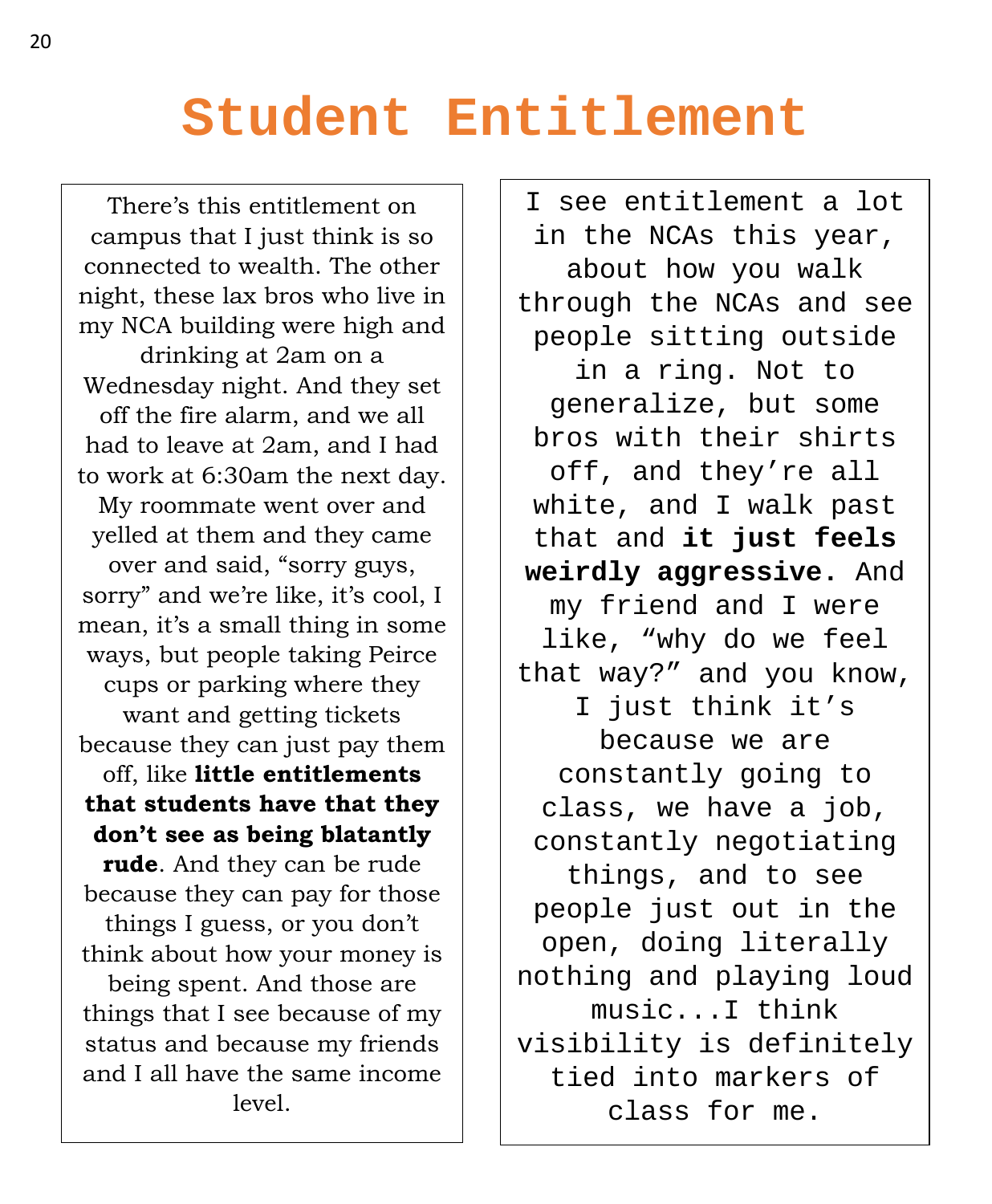# Student Entitlement

There's this entitlement on campus that I just think is so connected to wealth. The other night, these lax bros who live in my NCA building were high and drinking at 2am on a Wednesday night. And they set off the fire alarm, and we all had to leave at 2am, and I had to work at 6:30am the next day. My roommate went over and yelled at them and they came over and said, "sorry guys, sorry" and we're like, it's cool, I mean, it's a small thing in some ways, but people taking Peirce cups or parking where they want and getting tickets because they can just pay them off, like **little entitlements that students have that they don't see as being blatantly rude**. And they can be rude because they can pay for those things I guess, or you don't think about how your money is being spent. And those are things that I see because of my status and because my friends and I all have the same income level.

I see entitlement a lot in the NCAs this year, about how you walk through the NCAs and see people sitting outside in a ring. Not to generalize, but some bros with their shirts off, and they're all white, and I walk past that and **it just feels weirdly aggressive.** And my friend and I were like, "why do we feel that way?" and you know, I just think it's because we are constantly going to class, we have a job, constantly negotiating things, and to see people just out in the open, doing literally nothing and playing loud music...I think visibility is definitely tied into markers of class for me.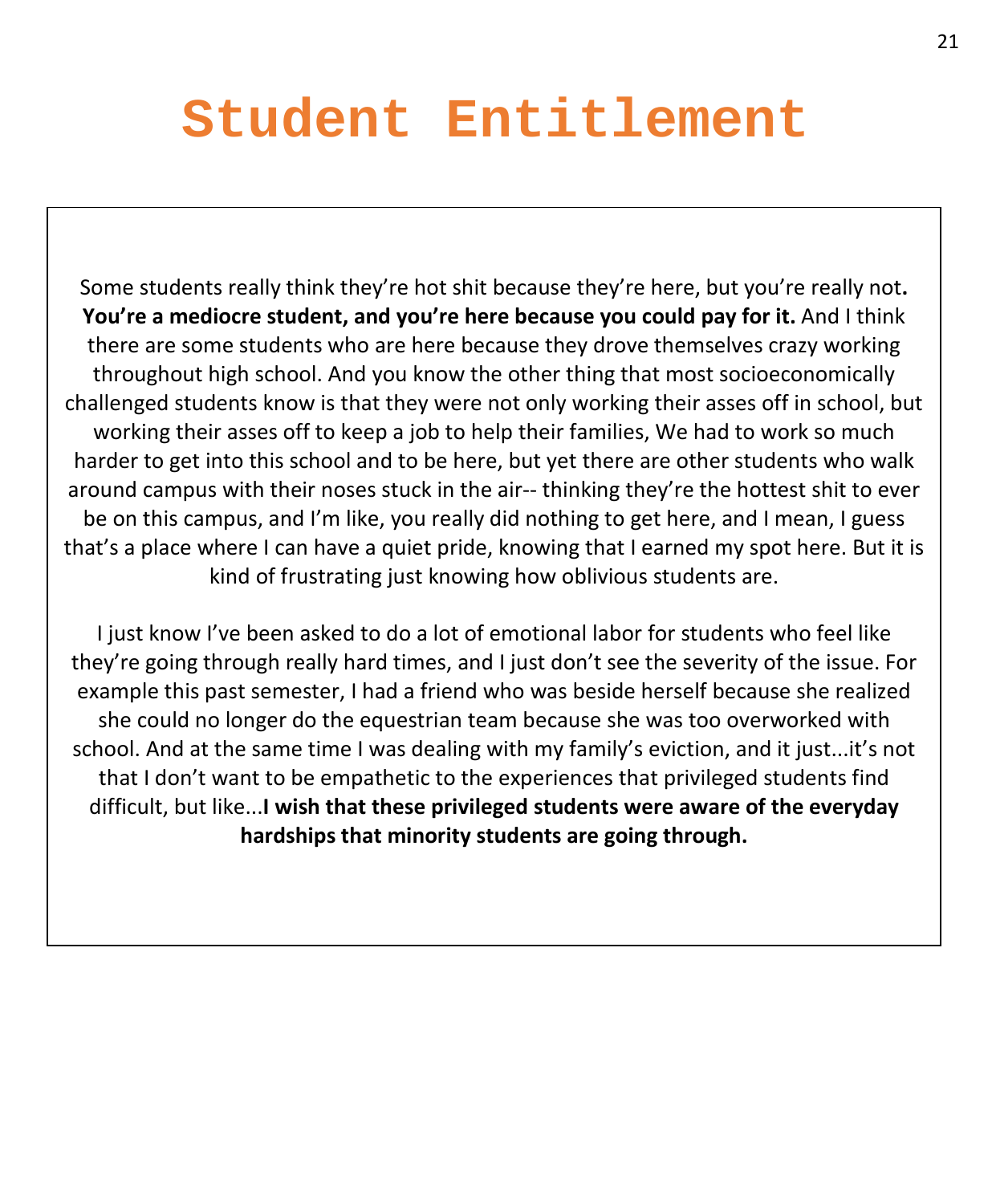# Student Entitlement

Some students really think they're hot shit because they're here, but you're really not**. You're a mediocre student, and you're here because you could pay for it.** And I think there are some students who are here because they drove themselves crazy working throughout high school. And you know the other thing that most socioeconomically challenged students know is that they were not only working their asses off in school, but working their asses off to keep a job to help their families, We had to work so much harder to get into this school and to be here, but yet there are other students who walk around campus with their noses stuck in the air-- thinking they're the hottest shit to ever be on this campus, and I'm like, you really did nothing to get here, and I mean, I guess that's a place where I can have a quiet pride, knowing that I earned my spot here. But it is kind of frustrating just knowing how oblivious students are.

I just know I've been asked to do a lot of emotional labor for students who feel like they're going through really hard times, and I just don't see the severity of the issue. For example this past semester, I had a friend who was beside herself because she realized she could no longer do the equestrian team because she was too overworked with school. And at the same time I was dealing with my family's eviction, and it just...it's not that I don't want to be empathetic to the experiences that privileged students find difficult, but like...**I wish that these privileged students were aware of the everyday hardships that minority students are going through.**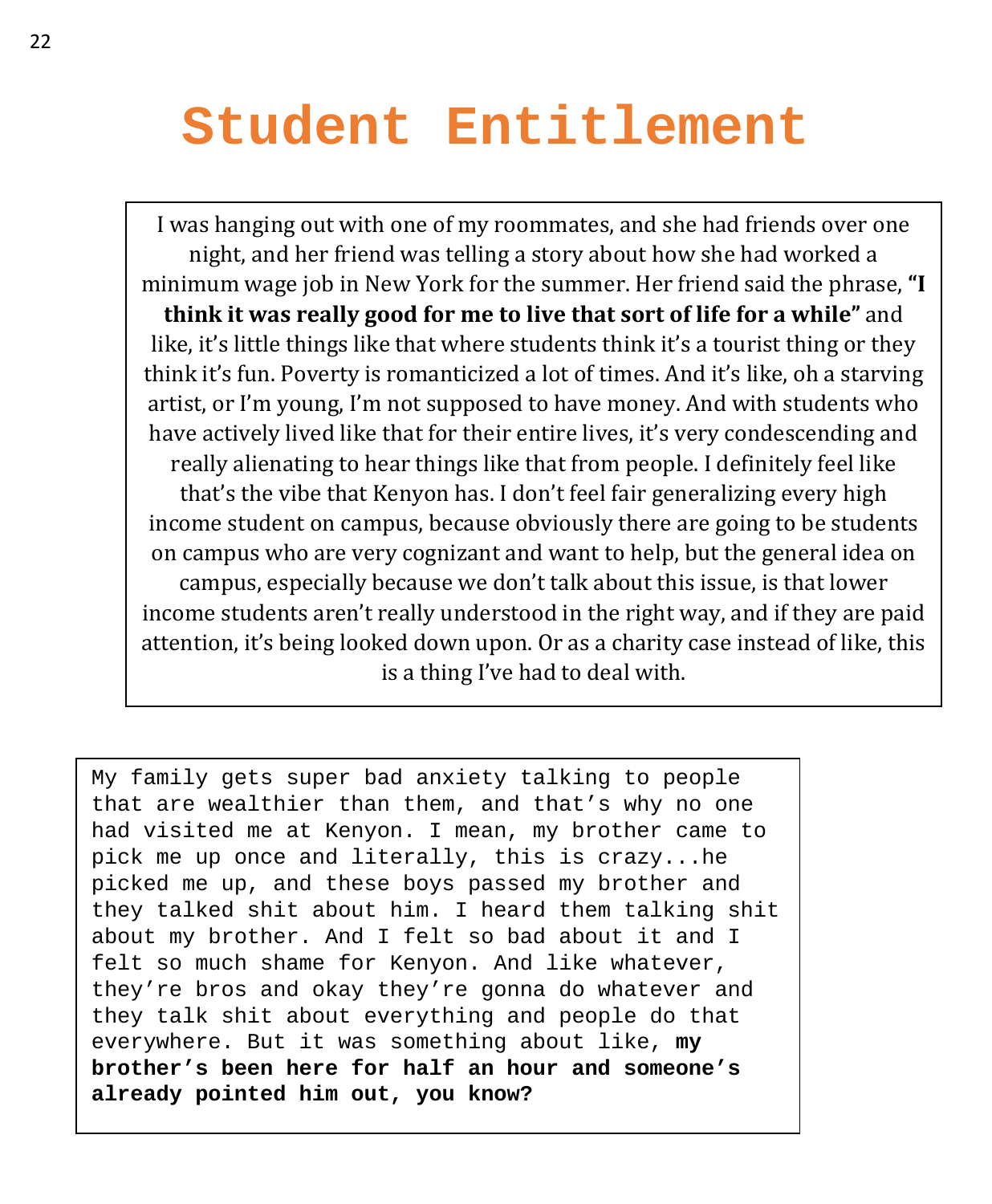# Student Entitlement

I was hanging out with one of my roommates, and she had friends over one night, and her friend was telling a story about how she had worked a minimum wage job in New York for the summer. Her friend said the phrase, **"I think it was really good for me to live that sort of life for a while"** and like, it's little things like that where students think it's a tourist thing or they think it's fun. Poverty is romanticized a lot of times. And it's like, oh a starving artist, or I'm young, I'm not supposed to have money. And with students who have actively lived like that for their entire lives, it's very condescending and really alienating to hear things like that from people. I definitely feel like that's the vibe that Kenyon has. I don't feel fair generalizing every high income student on campus, because obviously there are going to be students on campus who are very cognizant and want to help, but the general idea on campus, especially because we don't talk about this issue, is that lower income students aren't really understood in the right way, and if they are paid attention, it's being looked down upon. Or as a charity case instead of like, this is a thing I've had to deal with.

My family gets super bad anxiety talking to people that are wealthier than them, and that's why no one had visited me at Kenyon. I mean, my brother came to pick me up once and literally, this is crazy...he picked me up, and these boys passed my brother and they talked shit about him. I heard them talking shit about my brother. And I felt so bad about it and I felt so much shame for Kenyon. And like whatever, they're bros and okay they're gonna do whatever and they talk shit about everything and people do that everywhere. But it was something about like, **my brother's been here for half an hour and someone's already pointed him out, you know?**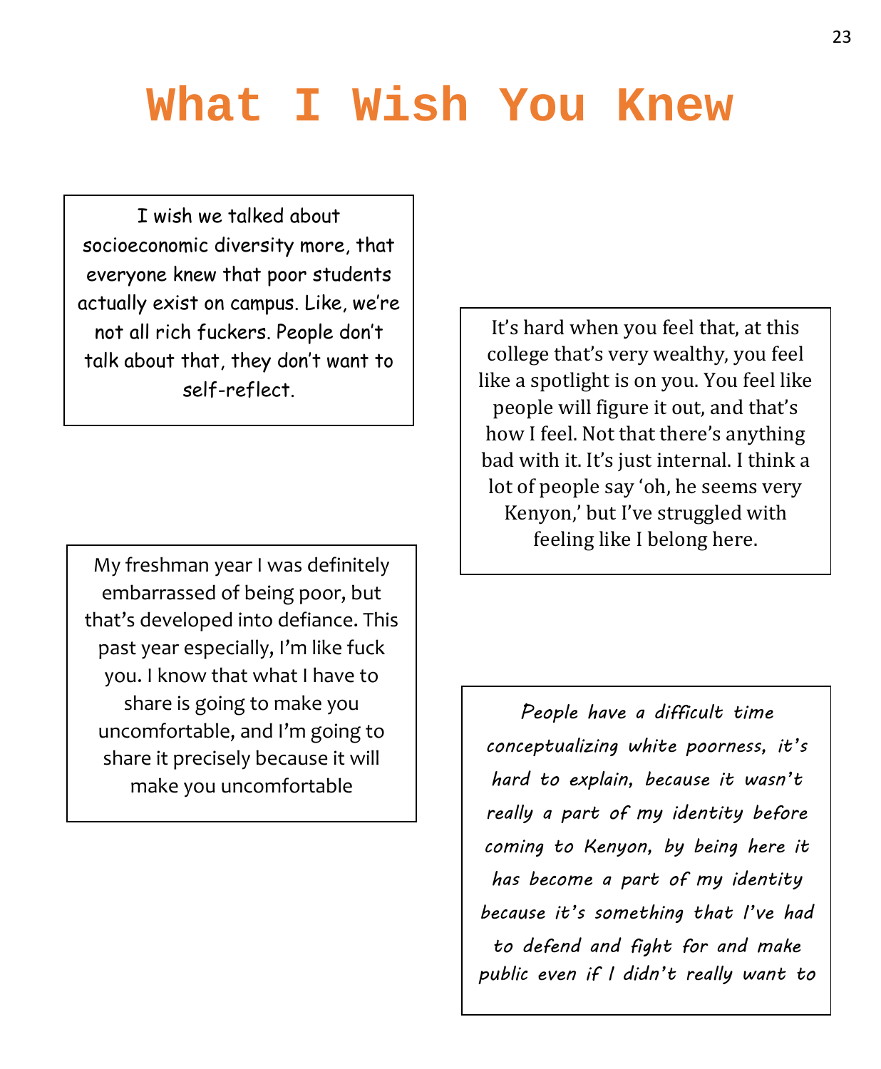# What I Wish You Knew

I wish we talked about socioeconomic diversity more, that everyone knew that poor students actually exist on campus. Like, we're not all rich fuckers. People don't talk about that, they don't want to self-reflect.

It's hard when you feel that, at this college that's very wealthy, you feel like a spotlight is on you. You feel like people will figure it out, and that's how I feel. Not that there's anything bad with it. It's just internal. I think a lot of people say 'oh, he seems very Kenyon,' but I've struggled with feeling like I belong here.

My freshman year I was definitely embarrassed of being poor, but that's developed into defiance. This past year especially, I'm like fuck you. I know that what I have to share is going to make you uncomfortable, and I'm going to share it precisely because it will make you uncomfortable

*People have a difficult time conceptualizing white poorness, it's hard to explain, because it wasn't really a part of my identity before coming to Kenyon, by being here it has become a part of my identity because it's something that I've had to defend and fight for and make public even if I didn't really want to*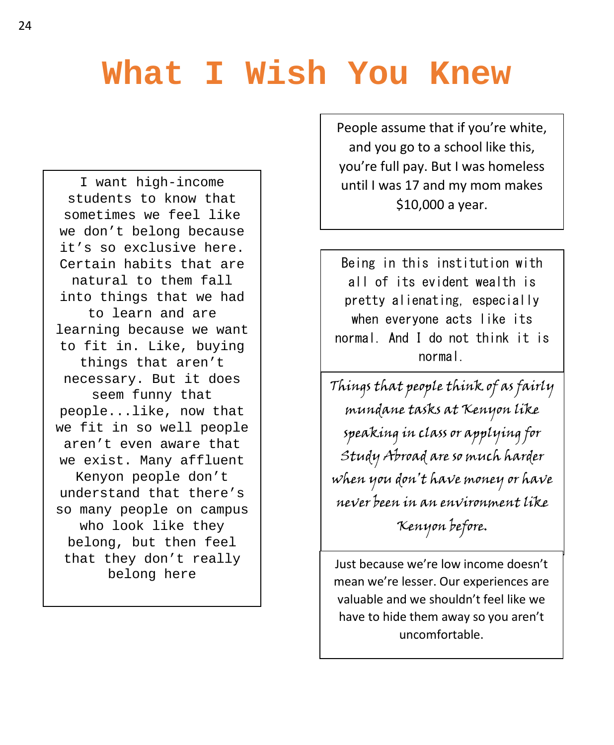# What I Wish You Knew

I want high-income students to know that sometimes we feel like we don’t belong because it’s so exclusive here. Certain habits that are natural to them fall into things that we had to learn and are learning because we want to fit in. Like, buying things that aren’t necessary. But it does seem funny that people...like, now that we fit in so well people aren’t even aware that we exist. Many affluent Kenyon people don’t understand that there’s so many people on campus who look like they belong, but then feel that they don’t really belong here

People assume that if you’re white, and you go to a school like this, you’re full pay. But I was homeless until I was 17 and my mom makes $10,000 a year.

Being in this institution with all of its evident wealth is pretty alienating, especially when everyone acts like its normal. And I do not think it is normal.

*Things that people think of as fairly mundane tasks at Kenyon like speaking in class or applying for Study Abroad are so much harder when you don’t have money or have never been in an environment like Kenyon before.*

Just because we’re low income doesn’t mean we’re lesser. Our experiences are valuable and we shouldn’t feel like we have to hide them away so you aren’t uncomfortable.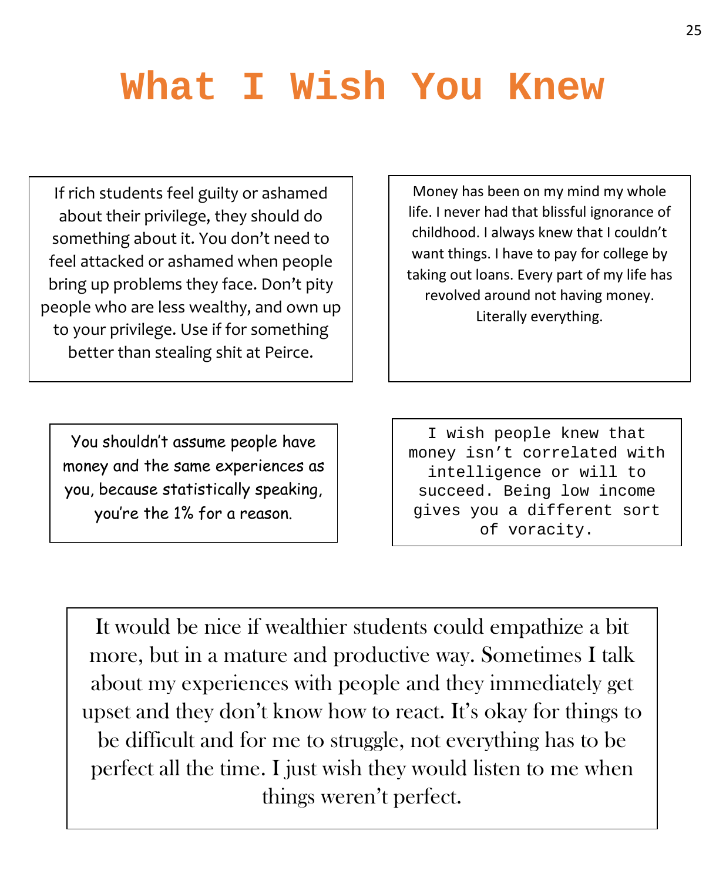# What I Wish You Knew

If rich students feel guilty or ashamed about their privilege, they should do something about it. You don't need to feel attacked or ashamed when people bring up problems they face. Don't pity people who are less wealthy, and own up to your privilege. Use if for something better than stealing shit at Peirce.

Money has been on my mind my whole life. I never had that blissful ignorance of childhood. I always knew that I couldn't want things. I have to pay for college by taking out loans. Every part of my life has revolved around not having money. Literally everything.

You shouldn't assume people have money and the same experiences as you, because statistically speaking, you're the 1% for a reason.

I wish people knew that money isn't correlated with intelligence or will to succeed. Being low income gives you a different sort of voracity.

It would be nice if wealthier students could empathize a bit more, but in a mature and productive way. Sometimes I talk about my experiences with people and they immediately get upset and they don't know how to react. It's okay for things to be difficult and for me to struggle, not everything has to be perfect all the time. I just wish they would listen to me when things weren't perfect.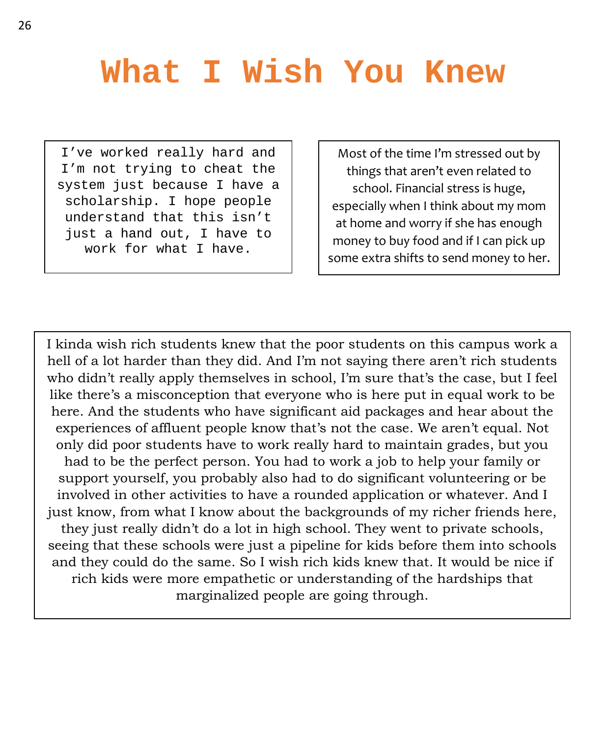# What I Wish You Knew

I've worked really hard and I'm not trying to cheat the system just because I have a scholarship. I hope people understand that this isn't just a hand out, I have to work for what I have.

Most of the time I'm stressed out by things that aren't even related to school. Financial stress is huge, especially when I think about my mom at home and worry if she has enough money to buy food and if I can pick up some extra shifts to send money to her.

I kinda wish rich students knew that the poor students on this campus work a hell of a lot harder than they did. And I'm not saying there aren't rich students who didn't really apply themselves in school, I'm sure that's the case, but I feel like there's a misconception that everyone who is here put in equal work to be here. And the students who have significant aid packages and hear about the experiences of affluent people know that's not the case. We aren't equal. Not only did poor students have to work really hard to maintain grades, but you had to be the perfect person. You had to work a job to help your family or support yourself, you probably also had to do significant volunteering or be involved in other activities to have a rounded application or whatever. And I just know, from what I know about the backgrounds of my richer friends here, they just really didn't do a lot in high school. They went to private schools, seeing that these schools were just a pipeline for kids before them into schools and they could do the same. So I wish rich kids knew that. It would be nice if rich kids were more empathetic or understanding of the hardships that marginalized people are going through.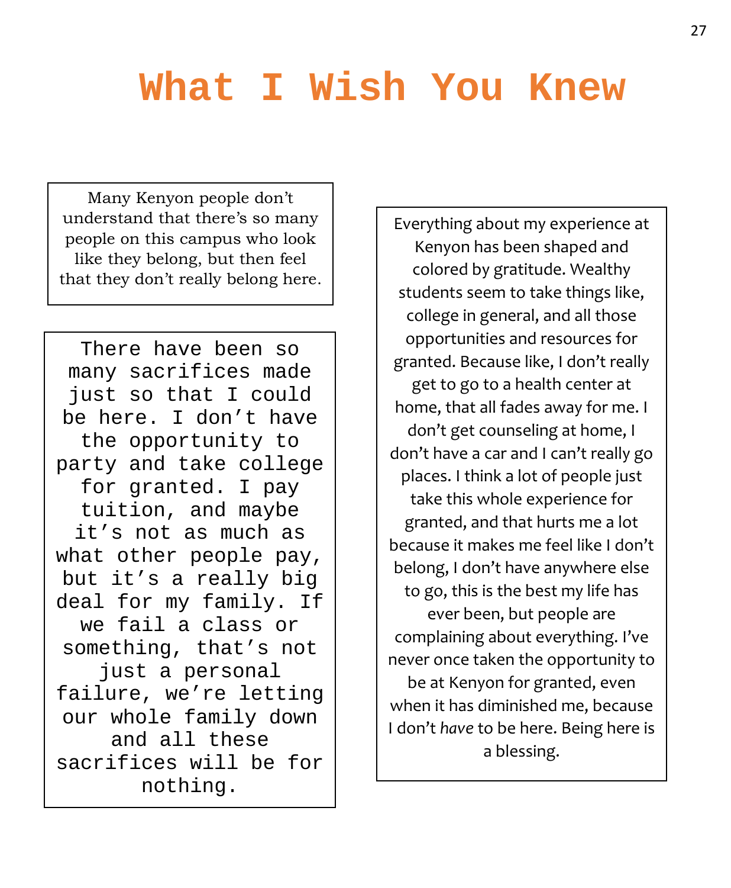# What I Wish You Knew

Many Kenyon people don’t understand that there’s so many people on this campus who look like they belong, but then feel that they don’t really belong here.

There have been so many sacrifices made just so that I could be here. I don’t have the opportunity to party and take college for granted. I pay tuition, and maybe it’s not as much as what other people pay, but it’s a really big deal for my family. If we fail a class or something, that’s not just a personal failure, we’re letting our whole family down and all these sacrifices will be for nothing.

Everything about my experience at Kenyon has been shaped and colored by gratitude. Wealthy students seem to take things like, college in general, and all those opportunities and resources for granted. Because like, I don’t really get to go to a health center at home, that all fades away for me. I don’t get counseling at home, I don’t have a car and I can’t really go places. I think a lot of people just take this whole experience for granted, and that hurts me a lot because it makes me feel like I don’t belong, I don’t have anywhere else to go, this is the best my life has ever been, but people are complaining about everything. I’ve never once taken the opportunity to be at Kenyon for granted, even when it has diminished me, because I don’t *have* to be here. Being here is a blessing.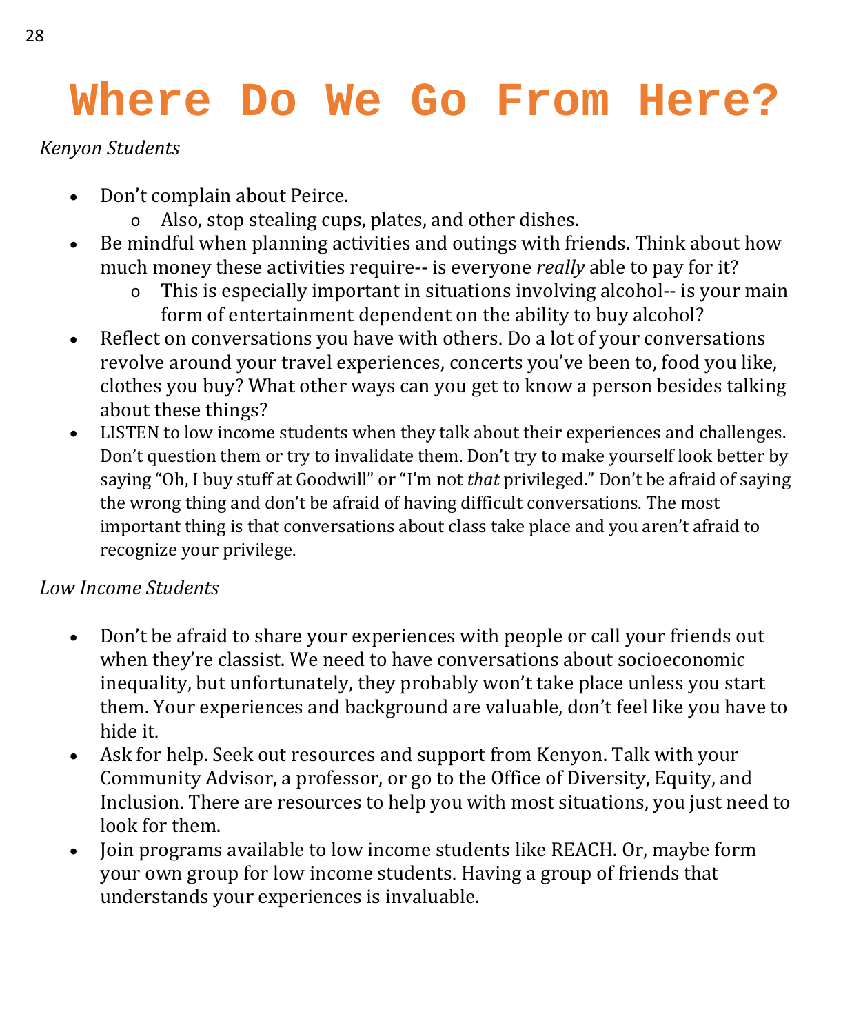# Where Do We Go From Here?

*Kenyon Students*

- Don't complain about Peirce.
  - Also, stop stealing cups, plates, and other dishes.
- Be mindful when planning activities and outings with friends. Think about how much money these activities require-- is everyone *really* able to pay for it?
  - This is especially important in situations involving alcohol-- is your main form of entertainment dependent on the ability to buy alcohol?
- Reflect on conversations you have with others. Do a lot of your conversations revolve around your travel experiences, concerts you've been to, food you like, clothes you buy? What other ways can you get to know a person besides talking about these things?
- LISTEN to low income students when they talk about their experiences and challenges. Don't question them or try to invalidate them. Don't try to make yourself look better by saying "Oh, I buy stuff at Goodwill" or "I'm not *that* privileged." Don't be afraid of saying the wrong thing and don't be afraid of having difficult conversations. The most important thing is that conversations about class take place and you aren't afraid to recognize your privilege.

*Low Income Students*

- Don't be afraid to share your experiences with people or call your friends out when they're classist. We need to have conversations about socioeconomic inequality, but unfortunately, they probably won't take place unless you start them. Your experiences and background are valuable, don't feel like you have to hide it.
- Ask for help. Seek out resources and support from Kenyon. Talk with your Community Advisor, a professor, or go to the Office of Diversity, Equity, and Inclusion. There are resources to help you with most situations, you just need to look for them.
- Join programs available to low income students like REACH. Or, maybe form your own group for low income students. Having a group of friends that understands your experiences is invaluable.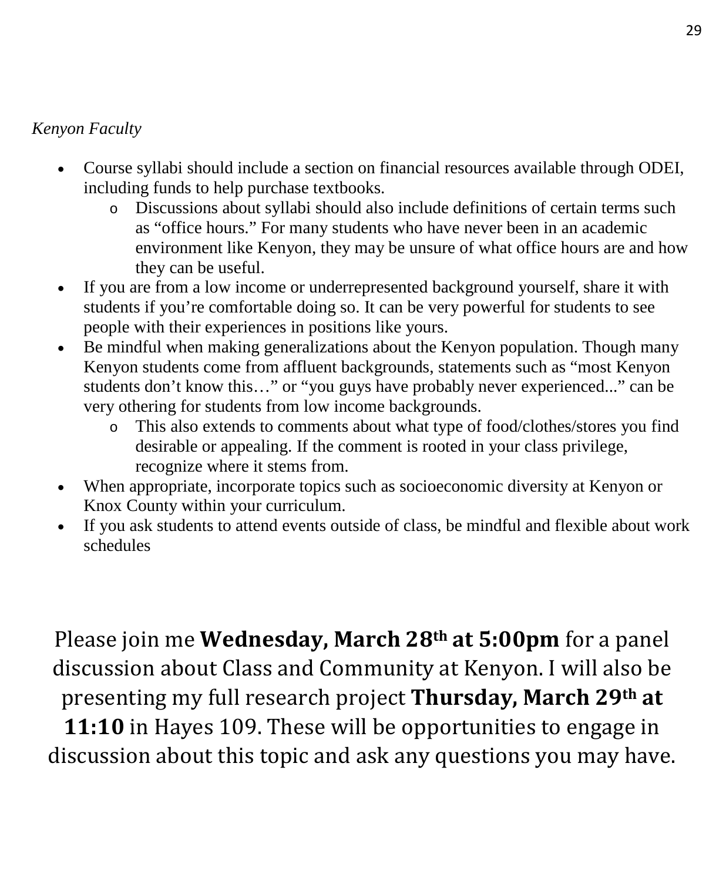*Kenyon Faculty*

- Course syllabi should include a section on financial resources available through ODEI, including funds to help purchase textbooks.
    - Discussions about syllabi should also include definitions of certain terms such as “office hours.” For many students who have never been in an academic environment like Kenyon, they may be unsure of what office hours are and how they can be useful.
- If you are from a low income or underrepresented background yourself, share it with students if you’re comfortable doing so. It can be very powerful for students to see people with their experiences in positions like yours.
- Be mindful when making generalizations about the Kenyon population. Though many Kenyon students come from affluent backgrounds, statements such as “most Kenyon students don’t know this…” or “you guys have probably never experienced...” can be very othering for students from low income backgrounds.
    - This also extends to comments about what type of food/clothes/stores you find desirable or appealing. If the comment is rooted in your class privilege, recognize where it stems from.
- When appropriate, incorporate topics such as socioeconomic diversity at Kenyon or Knox County within your curriculum.
- If you ask students to attend events outside of class, be mindful and flexible about work schedules

Please join me **Wednesday, March 28th at 5:00pm** for a panel discussion about Class and Community at Kenyon. I will also be presenting my full research project **Thursday, March 29th at 11:10** in Hayes 109. These will be opportunities to engage in discussion about this topic and ask any questions you may have.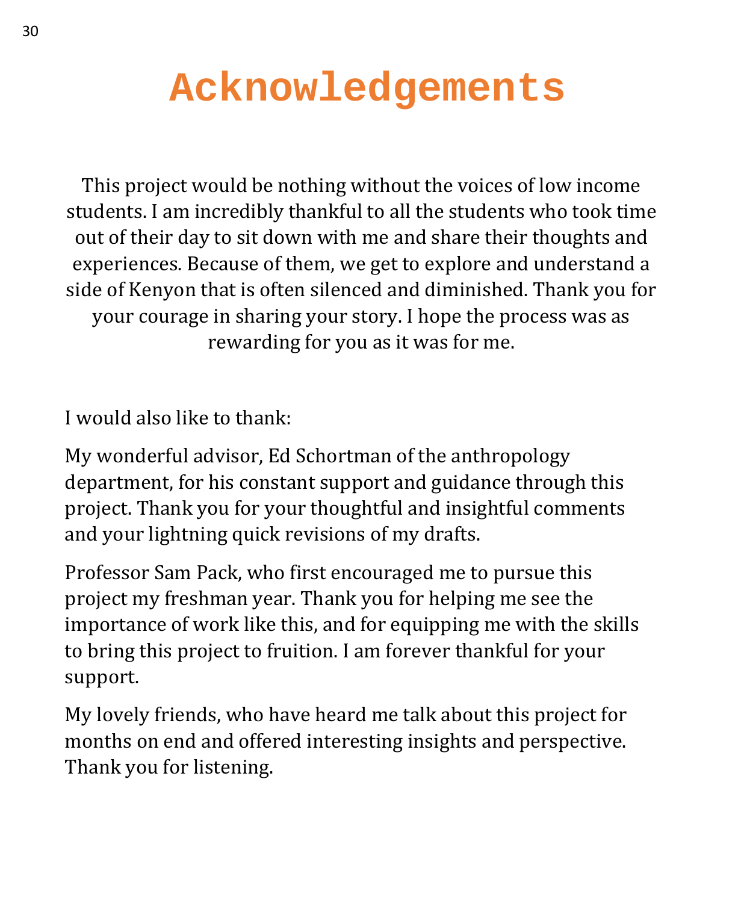# Acknowledgements

This project would be nothing without the voices of low income students. I am incredibly thankful to all the students who took time out of their day to sit down with me and share their thoughts and experiences. Because of them, we get to explore and understand a side of Kenyon that is often silenced and diminished. Thank you for your courage in sharing your story. I hope the process was as rewarding for you as it was for me.

I would also like to thank:

My wonderful advisor, Ed Schortman of the anthropology department, for his constant support and guidance through this project. Thank you for your thoughtful and insightful comments and your lightning quick revisions of my drafts.

Professor Sam Pack, who first encouraged me to pursue this project my freshman year. Thank you for helping me see the importance of work like this, and for equipping me with the skills to bring this project to fruition. I am forever thankful for your support.

My lovely friends, who have heard me talk about this project for months on end and offered interesting insights and perspective. Thank you for listening.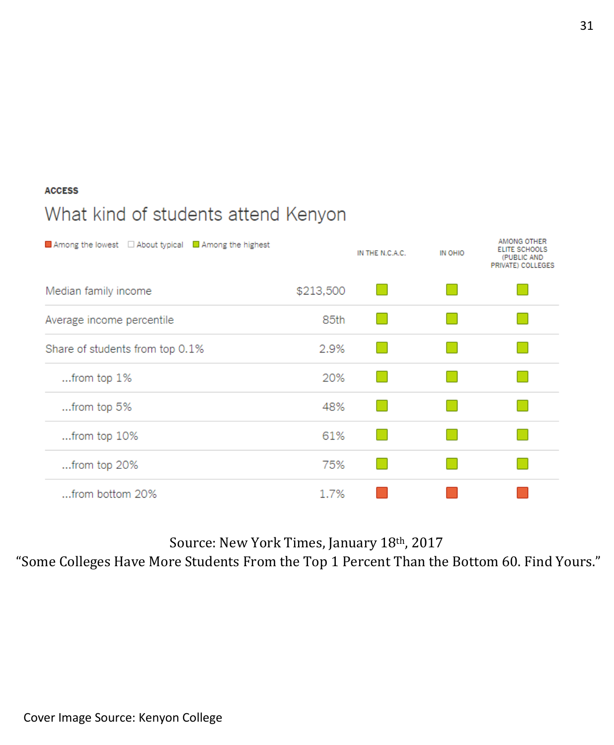ACCESS

## What kind of students attend Kenyon

Among the lowest · About typical · Among the highest

| | | IN THE N.C.A.C. | IN OHIO | AMONG OTHER ELITE SCHOOLS (PUBLIC AND PRIVATE) COLLEGES |
|---|---|---|---|---|
| Median family income | $213,500 | Among the highest | Among the highest | Among the highest |
| Average income percentile | 85th | Among the highest | Among the highest | Among the highest |
| Share of students from top 0.1% | 2.9% | Among the highest | Among the highest | Among the highest |
| ...from top 1% | 20% | Among the highest | Among the highest | Among the highest |
| ...from top 5% | 48% | Among the highest | Among the highest | Among the highest |
| ...from top 10% | 61% | Among the highest | Among the highest | Among the highest |
| ...from top 20% | 75% | Among the highest | Among the highest | Among the highest |
| ...from bottom 20% | 1.7% | Among the lowest | Among the lowest | Among the lowest |

Source: New York Times, January 18th, 2017
"Some Colleges Have More Students From the Top 1 Percent Than the Bottom 60. Find Yours."

Cover Image Source: Kenyon College